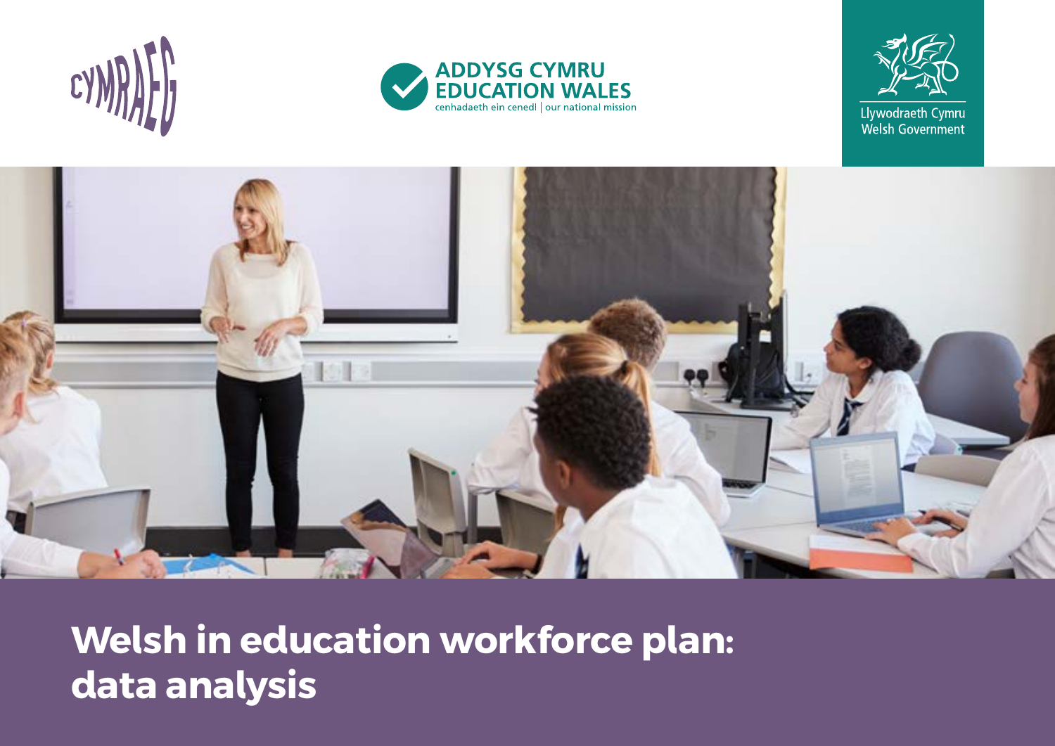CYMRAEG

ADDYSG CYMRU
EDUCATION WALES
cenhadaeth ein cenedl | our national mission

Llywodraeth Cymru
Welsh Government

# Welsh in education workforce plan: data analysis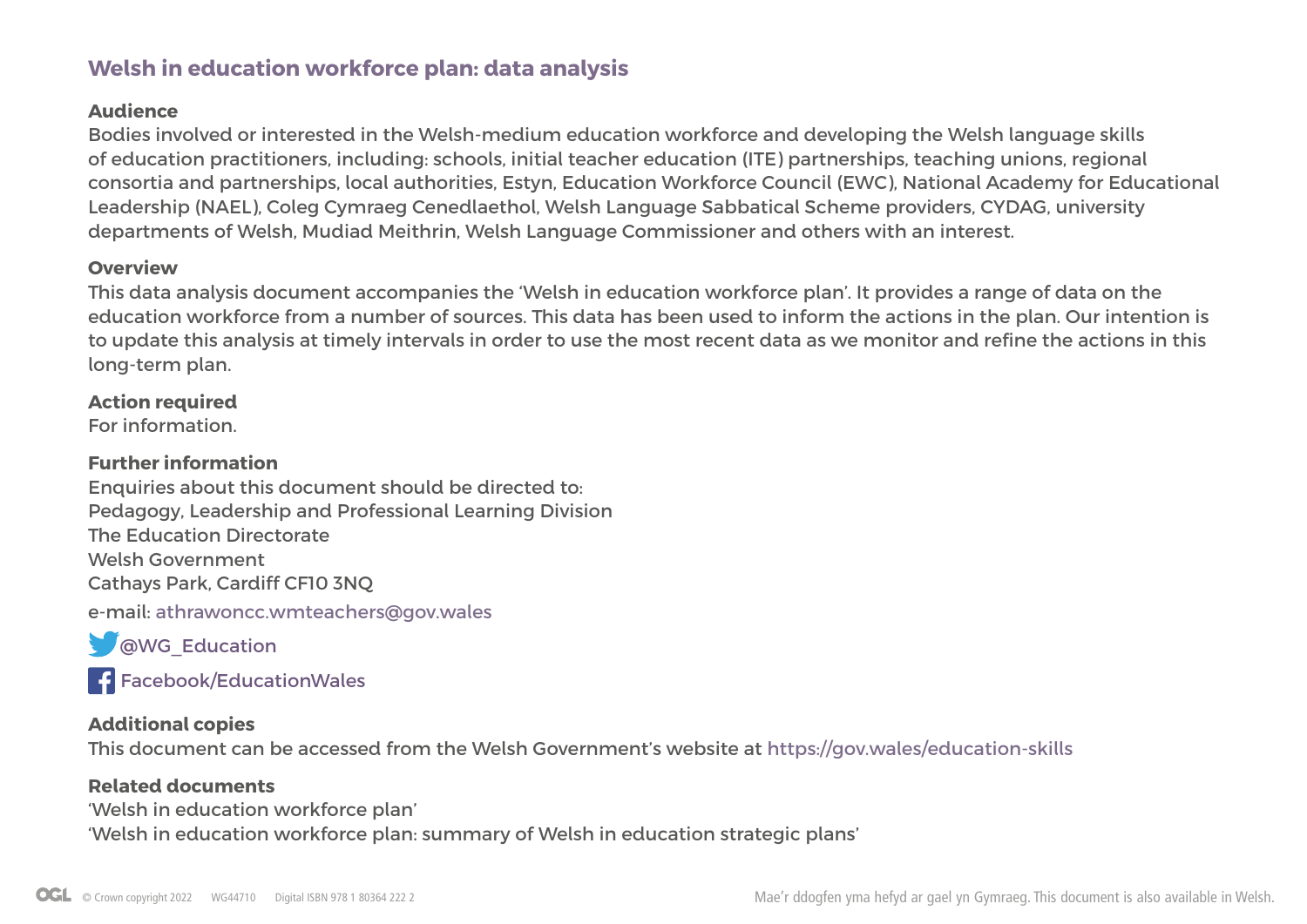## Welsh in education workforce plan: data analysis

**Audience**

Bodies involved or interested in the Welsh-medium education workforce and developing the Welsh language skills of education practitioners, including: schools, initial teacher education (ITE) partnerships, teaching unions, regional consortia and partnerships, local authorities, Estyn, Education Workforce Council (EWC), National Academy for Educational Leadership (NAEL), Coleg Cymraeg Cenedlaethol, Welsh Language Sabbatical Scheme providers, CYDAG, university departments of Welsh, Mudiad Meithrin, Welsh Language Commissioner and others with an interest.

**Overview**

This data analysis document accompanies the 'Welsh in education workforce plan'. It provides a range of data on the education workforce from a number of sources. This data has been used to inform the actions in the plan. Our intention is to update this analysis at timely intervals in order to use the most recent data as we monitor and refine the actions in this long-term plan.

**Action required**

For information.

**Further information**

Enquiries about this document should be directed to:
Pedagogy, Leadership and Professional Learning Division
The Education Directorate
Welsh Government
Cathays Park, Cardiff CF10 3NQ

e-mail: athrawoncc.wmteachers@gov.wales

@WG_Education

Facebook/EducationWales

**Additional copies**

This document can be accessed from the Welsh Government's website at https://gov.wales/education-skills

**Related documents**

'Welsh in education workforce plan'
'Welsh in education workforce plan: summary of Welsh in education strategic plans'

© Crown copyright 2022 WG44710 Digital ISBN 978 1 80364 222 2

Mae'r ddogfen yma hefyd ar gael yn Gymraeg. This document is also available in Welsh.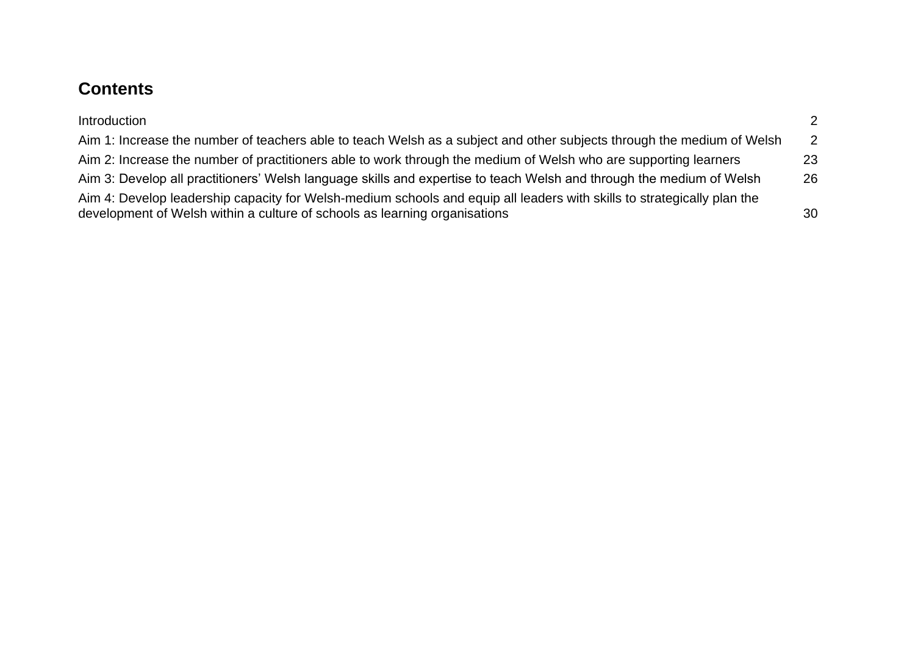## Contents

| | |
|---|---|
| Introduction | 2 |
| Aim 1: Increase the number of teachers able to teach Welsh as a subject and other subjects through the medium of Welsh | 2 |
| Aim 2: Increase the number of practitioners able to work through the medium of Welsh who are supporting learners | 23 |
| Aim 3: Develop all practitioners' Welsh language skills and expertise to teach Welsh and through the medium of Welsh | 26 |
| Aim 4: Develop leadership capacity for Welsh-medium schools and equip all leaders with skills to strategically plan the development of Welsh within a culture of schools as learning organisations | 30 |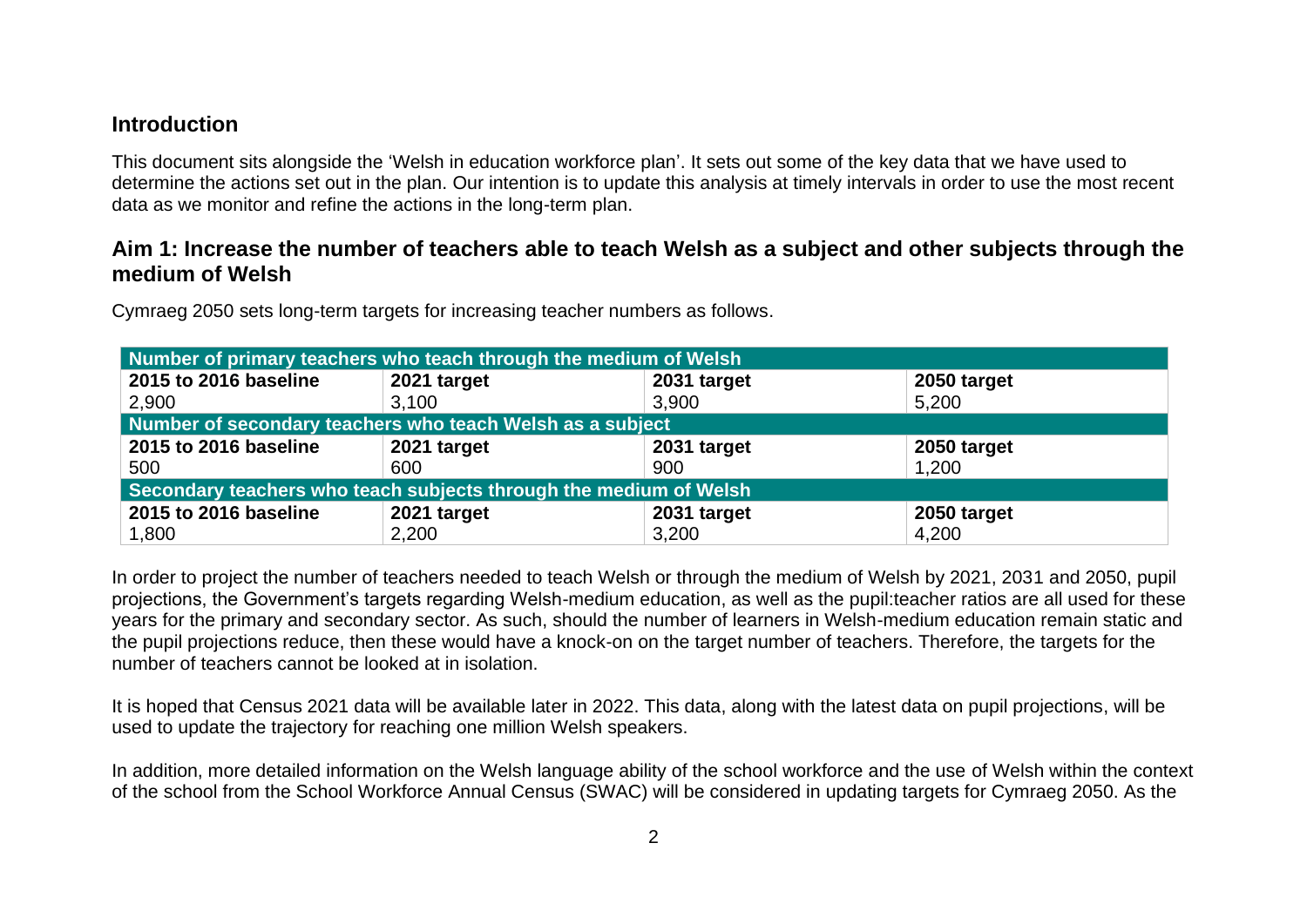## Introduction

This document sits alongside the 'Welsh in education workforce plan'. It sets out some of the key data that we have used to determine the actions set out in the plan. Our intention is to update this analysis at timely intervals in order to use the most recent data as we monitor and refine the actions in the long-term plan.

## Aim 1: Increase the number of teachers able to teach Welsh as a subject and other subjects through the medium of Welsh

Cymraeg 2050 sets long-term targets for increasing teacher numbers as follows.

| Number of primary teachers who teach through the medium of Welsh | | | |
|---|---|---|---|
| **2015 to 2016 baseline** | **2021 target** | **2031 target** | **2050 target** |
| 2,900 | 3,100 | 3,900 | 5,200 |
| **Number of secondary teachers who teach Welsh as a subject** | | | |
| **2015 to 2016 baseline** | **2021 target** | **2031 target** | **2050 target** |
| 500 | 600 | 900 | 1,200 |
| **Secondary teachers who teach subjects through the medium of Welsh** | | | |
| **2015 to 2016 baseline** | **2021 target** | **2031 target** | **2050 target** |
| 1,800 | 2,200 | 3,200 | 4,200 |

In order to project the number of teachers needed to teach Welsh or through the medium of Welsh by 2021, 2031 and 2050, pupil projections, the Government's targets regarding Welsh-medium education, as well as the pupil:teacher ratios are all used for these years for the primary and secondary sector. As such, should the number of learners in Welsh-medium education remain static and the pupil projections reduce, then these would have a knock-on on the target number of teachers. Therefore, the targets for the number of teachers cannot be looked at in isolation.

It is hoped that Census 2021 data will be available later in 2022. This data, along with the latest data on pupil projections, will be used to update the trajectory for reaching one million Welsh speakers.

In addition, more detailed information on the Welsh language ability of the school workforce and the use of Welsh within the context of the school from the School Workforce Annual Census (SWAC) will be considered in updating targets for Cymraeg 2050. As the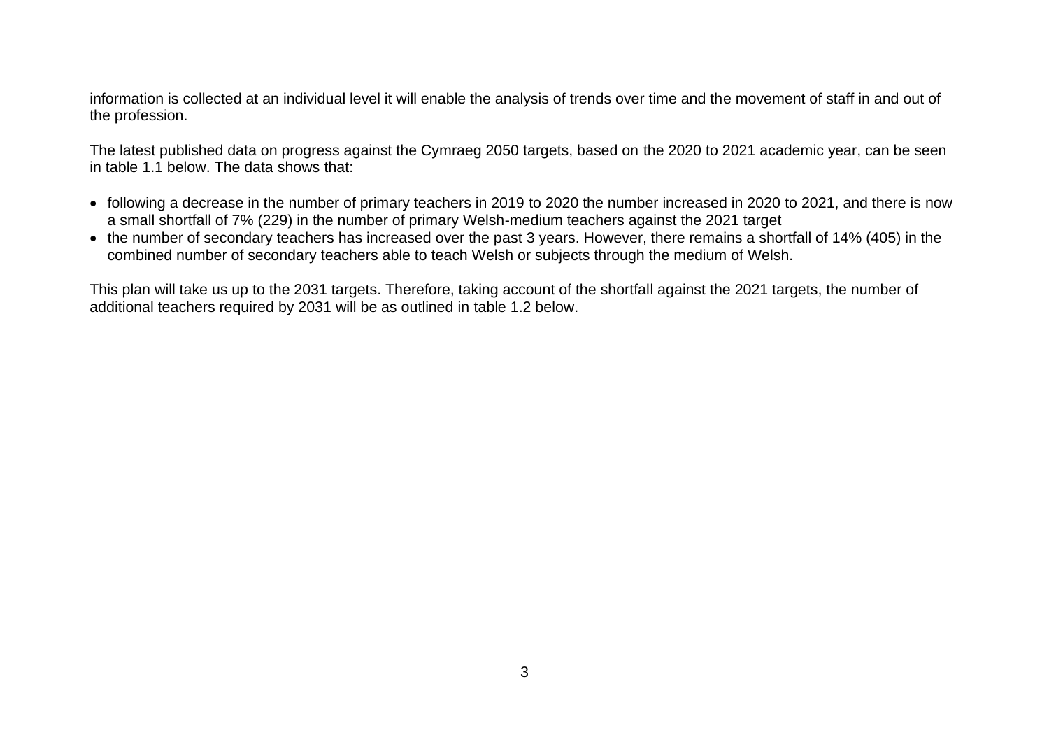information is collected at an individual level it will enable the analysis of trends over time and the movement of staff in and out of the profession.

The latest published data on progress against the Cymraeg 2050 targets, based on the 2020 to 2021 academic year, can be seen in table 1.1 below. The data shows that:

- following a decrease in the number of primary teachers in 2019 to 2020 the number increased in 2020 to 2021, and there is now a small shortfall of 7% (229) in the number of primary Welsh-medium teachers against the 2021 target
- the number of secondary teachers has increased over the past 3 years. However, there remains a shortfall of 14% (405) in the combined number of secondary teachers able to teach Welsh or subjects through the medium of Welsh.

This plan will take us up to the 2031 targets. Therefore, taking account of the shortfall against the 2021 targets, the number of additional teachers required by 2031 will be as outlined in table 1.2 below.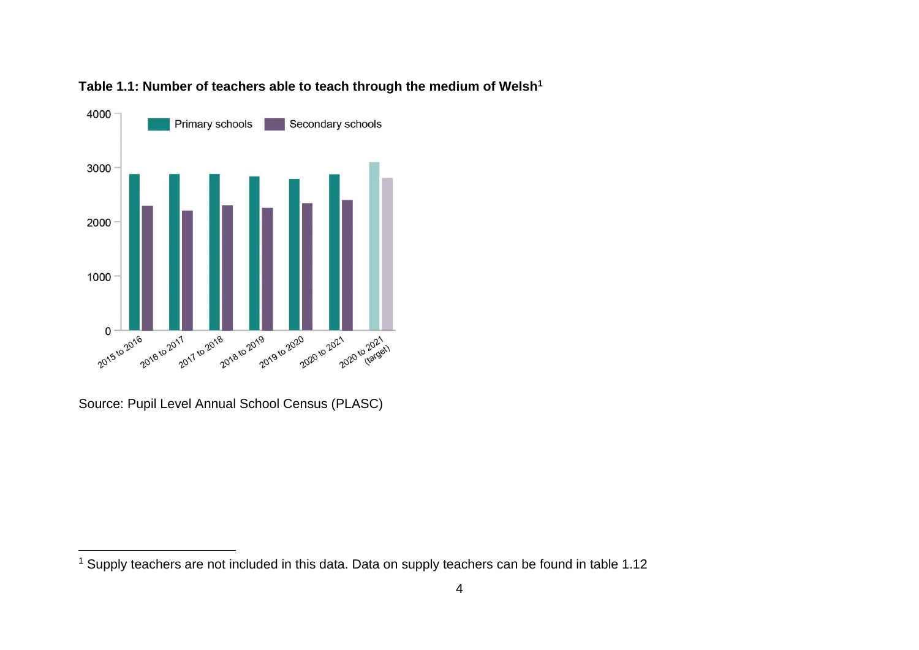**Table 1.1: Number of teachers able to teach through the medium of Welsh**[1]

Source: Pupil Level Annual School Census (PLASC)

[1] Supply teachers are not included in this data. Data on supply teachers can be found in table 1.12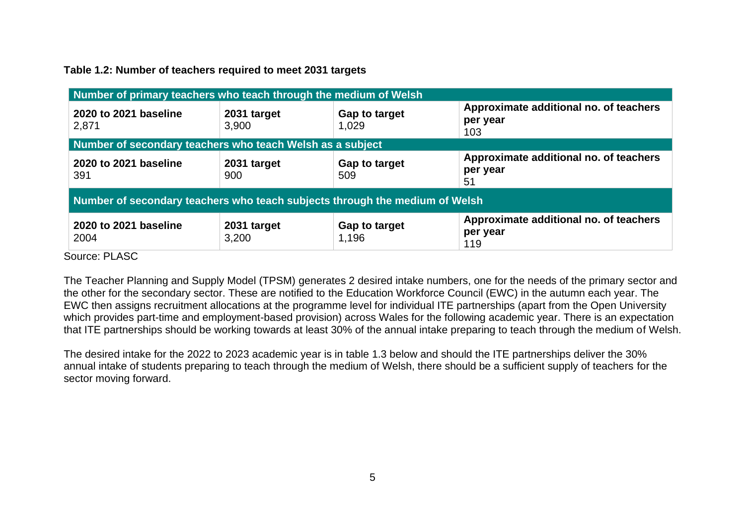**Table 1.2: Number of teachers required to meet 2031 targets**

| Number of primary teachers who teach through the medium of Welsh | | | |
|---|---|---|---|
| **2020 to 2021 baseline** 2,871 | **2031 target** 3,900 | **Gap to target** 1,029 | **Approximate additional no. of teachers per year** 103 |
| **Number of secondary teachers who teach Welsh as a subject** | | | |
| **2020 to 2021 baseline** 391 | **2031 target** 900 | **Gap to target** 509 | **Approximate additional no. of teachers per year** 51 |
| **Number of secondary teachers who teach subjects through the medium of Welsh** | | | |
| **2020 to 2021 baseline** 2004 | **2031 target** 3,200 | **Gap to target** 1,196 | **Approximate additional no. of teachers per year** 119 |

Source: PLASC

The Teacher Planning and Supply Model (TPSM) generates 2 desired intake numbers, one for the needs of the primary sector and the other for the secondary sector. These are notified to the Education Workforce Council (EWC) in the autumn each year. The EWC then assigns recruitment allocations at the programme level for individual ITE partnerships (apart from the Open University which provides part-time and employment-based provision) across Wales for the following academic year. There is an expectation that ITE partnerships should be working towards at least 30% of the annual intake preparing to teach through the medium of Welsh.

The desired intake for the 2022 to 2023 academic year is in table 1.3 below and should the ITE partnerships deliver the 30% annual intake of students preparing to teach through the medium of Welsh, there should be a sufficient supply of teachers for the sector moving forward.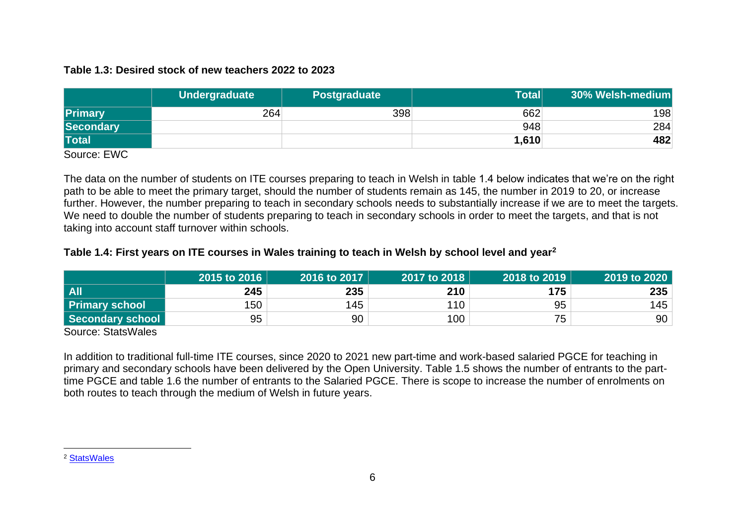**Table 1.3: Desired stock of new teachers 2022 to 2023**

| | Undergraduate | Postgraduate | Total | 30% Welsh-medium |
|---|---|---|---|---|
| **Primary** | 264 | 398 | 662 | 198 |
| **Secondary** | | | 948 | 284 |
| **Total** | | | **1,610** | **482** |

Source: EWC

The data on the number of students on ITE courses preparing to teach in Welsh in table 1.4 below indicates that we're on the right path to be able to meet the primary target, should the number of students remain as 145, the number in 2019 to 20, or increase further. However, the number preparing to teach in secondary schools needs to substantially increase if we are to meet the targets. We need to double the number of students preparing to teach in secondary schools in order to meet the targets, and that is not taking into account staff turnover within schools.

**Table 1.4: First years on ITE courses in Wales training to teach in Welsh by school level and year[2]**

| | 2015 to 2016 | 2016 to 2017 | 2017 to 2018 | 2018 to 2019 | 2019 to 2020 |
|---|---|---|---|---|---|
| **All** | **245** | **235** | **210** | **175** | **235** |
| **Primary school** | 150 | 145 | 110 | 95 | 145 |
| **Secondary school** | 95 | 90 | 100 | 75 | 90 |

Source: StatsWales

In addition to traditional full-time ITE courses, since 2020 to 2021 new part-time and work-based salaried PGCE for teaching in primary and secondary schools have been delivered by the Open University. Table 1.5 shows the number of entrants to the part-time PGCE and table 1.6 the number of entrants to the Salaried PGCE. There is scope to increase the number of enrolments on both routes to teach through the medium of Welsh in future years.

[2] StatsWales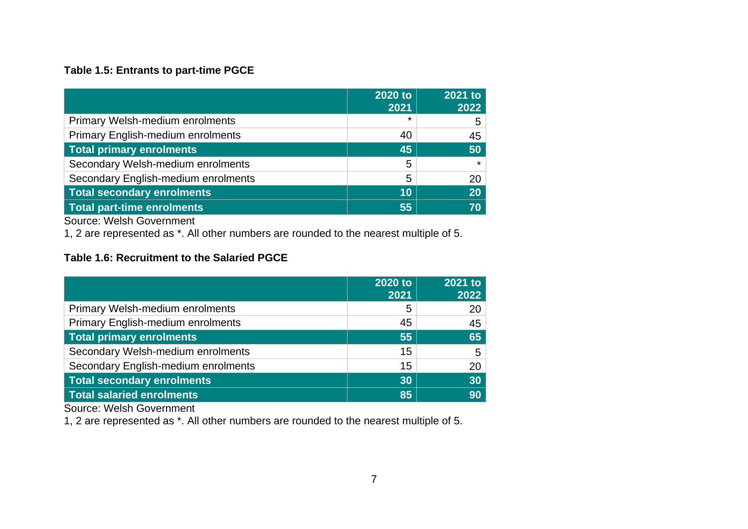**Table 1.5: Entrants to part-time PGCE**

| | 2020 to 2021 | 2021 to 2022 |
|---|---|---|
| Primary Welsh-medium enrolments | * | 5 |
| Primary English-medium enrolments | 40 | 45 |
| **Total primary enrolments** | **45** | **50** |
| Secondary Welsh-medium enrolments | 5 | * |
| Secondary English-medium enrolments | 5 | 20 |
| **Total secondary enrolments** | **10** | **20** |
| **Total part-time enrolments** | **55** | **70** |

Source: Welsh Government

1, 2 are represented as *. All other numbers are rounded to the nearest multiple of 5.

**Table 1.6: Recruitment to the Salaried PGCE**

| | 2020 to 2021 | 2021 to 2022 |
|---|---|---|
| Primary Welsh-medium enrolments | 5 | 20 |
| Primary English-medium enrolments | 45 | 45 |
| **Total primary enrolments** | **55** | **65** |
| Secondary Welsh-medium enrolments | 15 | 5 |
| Secondary English-medium enrolments | 15 | 20 |
| **Total secondary enrolments** | **30** | **30** |
| **Total salaried enrolments** | **85** | **90** |

Source: Welsh Government

1, 2 are represented as *. All other numbers are rounded to the nearest multiple of 5.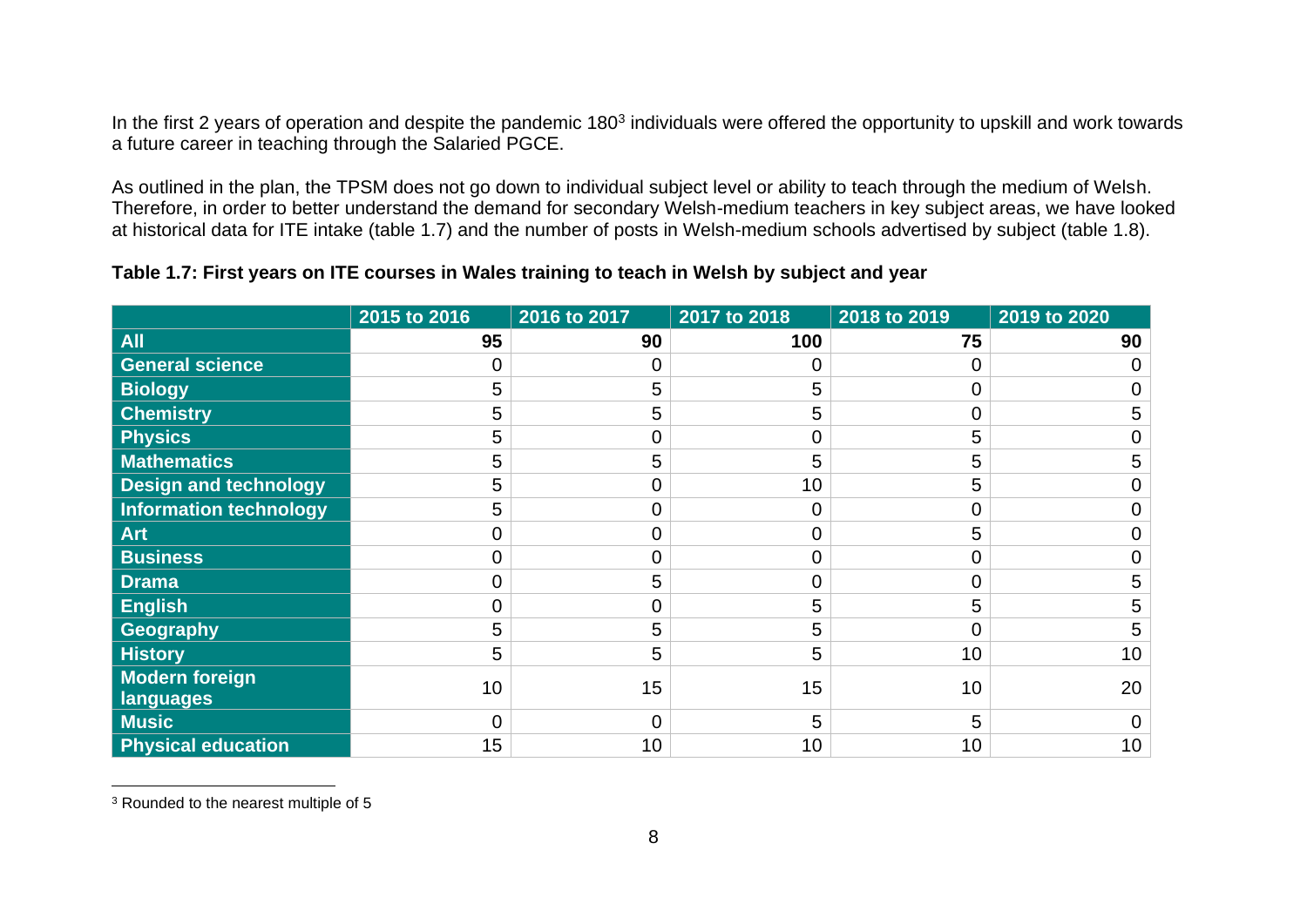In the first 2 years of operation and despite the pandemic 180[3] individuals were offered the opportunity to upskill and work towards a future career in teaching through the Salaried PGCE.

As outlined in the plan, the TPSM does not go down to individual subject level or ability to teach through the medium of Welsh. Therefore, in order to better understand the demand for secondary Welsh-medium teachers in key subject areas, we have looked at historical data for ITE intake (table 1.7) and the number of posts in Welsh-medium schools advertised by subject (table 1.8).

**Table 1.7: First years on ITE courses in Wales training to teach in Welsh by subject and year**

| | 2015 to 2016 | 2016 to 2017 | 2017 to 2018 | 2018 to 2019 | 2019 to 2020 |
|---|---|---|---|---|---|
| **All** | **95** | **90** | **100** | **75** | **90** |
| **General science** | 0 | 0 | 0 | 0 | 0 |
| **Biology** | 5 | 5 | 5 | 0 | 0 |
| **Chemistry** | 5 | 5 | 5 | 0 | 5 |
| **Physics** | 5 | 0 | 0 | 5 | 0 |
| **Mathematics** | 5 | 5 | 5 | 5 | 5 |
| **Design and technology** | 5 | 0 | 10 | 5 | 0 |
| **Information technology** | 5 | 0 | 0 | 0 | 0 |
| **Art** | 0 | 0 | 0 | 5 | 0 |
| **Business** | 0 | 0 | 0 | 0 | 0 |
| **Drama** | 0 | 5 | 0 | 0 | 5 |
| **English** | 0 | 0 | 5 | 5 | 5 |
| **Geography** | 5 | 5 | 5 | 0 | 5 |
| **History** | 5 | 5 | 5 | 10 | 10 |
| **Modern foreign languages** | 10 | 15 | 15 | 10 | 20 |
| **Music** | 0 | 0 | 5 | 5 | 0 |
| **Physical education** | 15 | 10 | 10 | 10 | 10 |

[3] Rounded to the nearest multiple of 5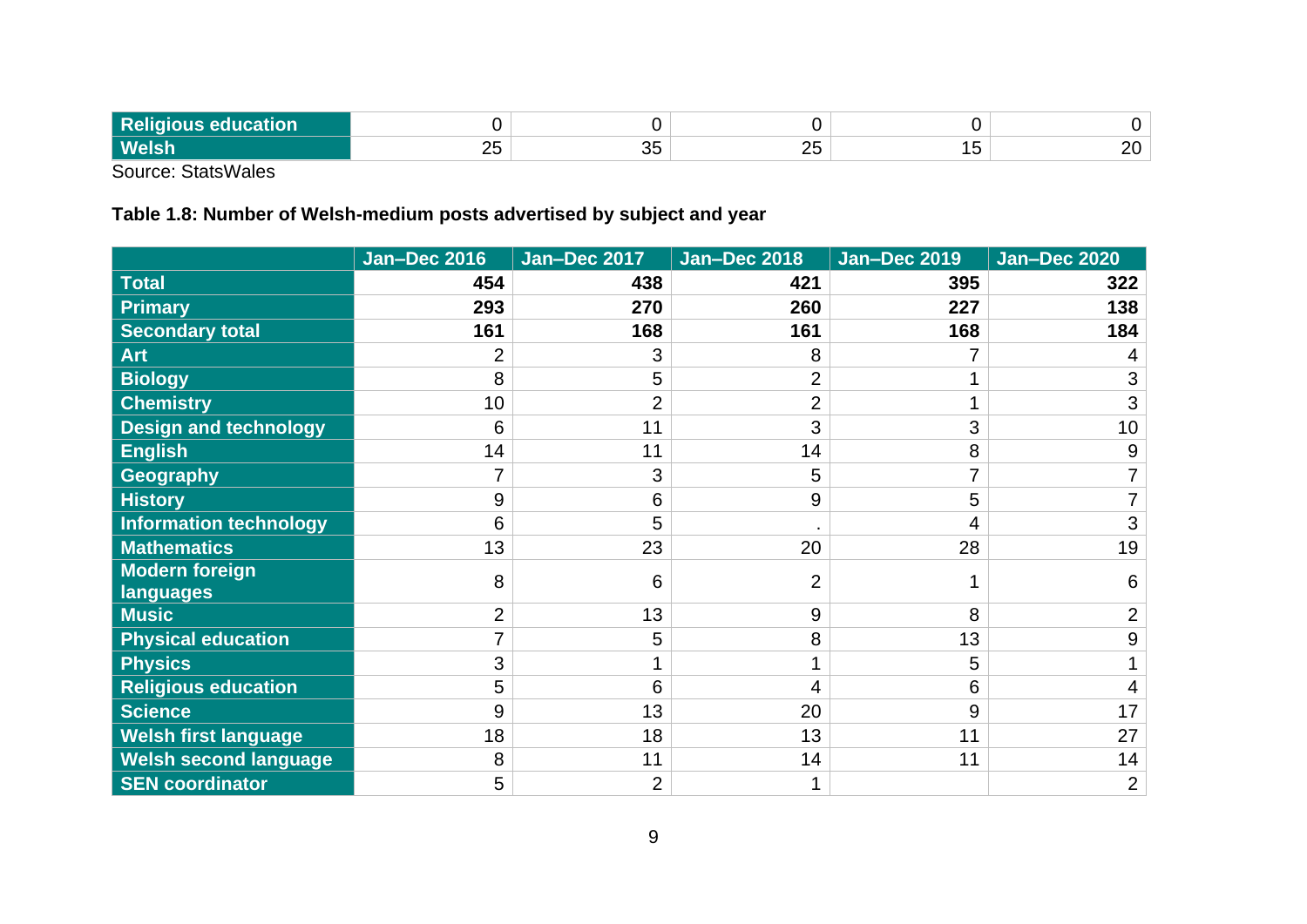| Religious education | 0 | 0 | 0 | 0 | 0 |
|---|---|---|---|---|---|
| Welsh | 25 | 35 | 25 | 15 | 20 |

Source: StatsWales

**Table 1.8: Number of Welsh-medium posts advertised by subject and year**

| | Jan–Dec 2016 | Jan–Dec 2017 | Jan–Dec 2018 | Jan–Dec 2019 | Jan–Dec 2020 |
|---|---|---|---|---|---|
| **Total** | **454** | **438** | **421** | **395** | **322** |
| **Primary** | **293** | **270** | **260** | **227** | **138** |
| **Secondary total** | **161** | **168** | **161** | **168** | **184** |
| Art | 2 | 3 | 8 | 7 | 4 |
| Biology | 8 | 5 | 2 | 1 | 3 |
| Chemistry | 10 | 2 | 2 | 1 | 3 |
| Design and technology | 6 | 11 | 3 | 3 | 10 |
| English | 14 | 11 | 14 | 8 | 9 |
| Geography | 7 | 3 | 5 | 7 | 7 |
| History | 9 | 6 | 9 | 5 | 7 |
| Information technology | 6 | 5 | . | 4 | 3 |
| Mathematics | 13 | 23 | 20 | 28 | 19 |
| Modern foreign languages | 8 | 6 | 2 | 1 | 6 |
| Music | 2 | 13 | 9 | 8 | 2 |
| Physical education | 7 | 5 | 8 | 13 | 9 |
| Physics | 3 | 1 | 1 | 5 | 1 |
| Religious education | 5 | 6 | 4 | 6 | 4 |
| Science | 9 | 13 | 20 | 9 | 17 |
| Welsh first language | 18 | 18 | 13 | 11 | 27 |
| Welsh second language | 8 | 11 | 14 | 11 | 14 |
| SEN coordinator | 5 | 2 | 1 | | 2 |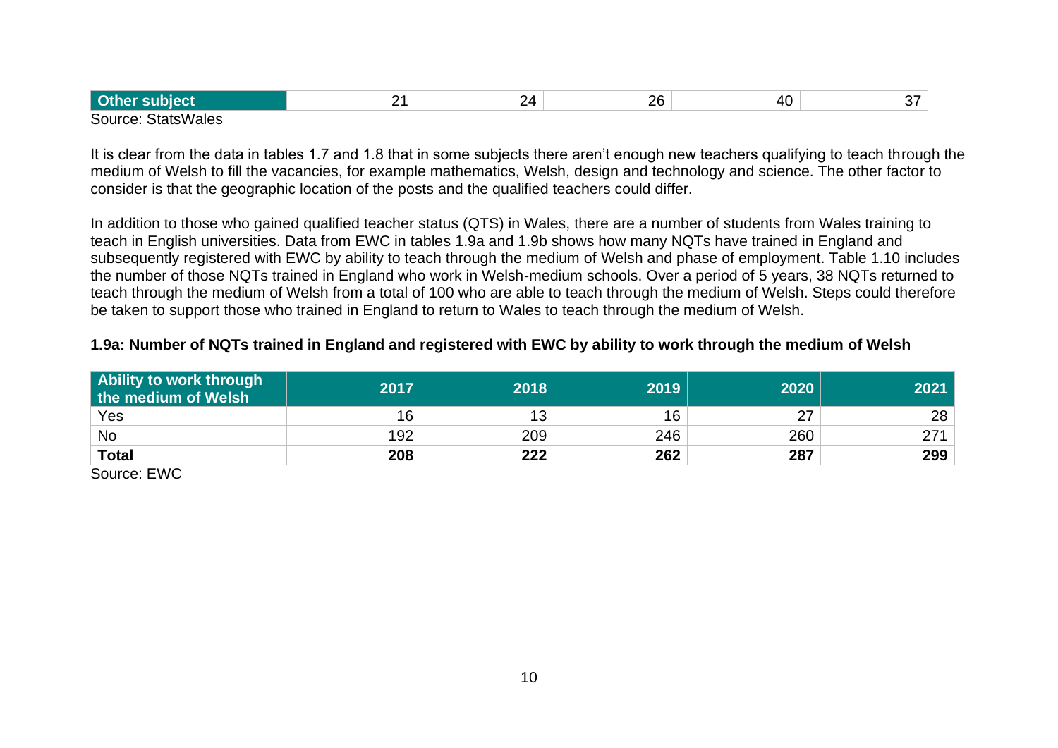| Other subject | 21 | 24 | 26 | 40 | 37 |
|---|---|---|---|---|---|

Source: StatsWales

It is clear from the data in tables 1.7 and 1.8 that in some subjects there aren't enough new teachers qualifying to teach through the medium of Welsh to fill the vacancies, for example mathematics, Welsh, design and technology and science. The other factor to consider is that the geographic location of the posts and the qualified teachers could differ.

In addition to those who gained qualified teacher status (QTS) in Wales, there are a number of students from Wales training to teach in English universities. Data from EWC in tables 1.9a and 1.9b shows how many NQTs have trained in England and subsequently registered with EWC by ability to teach through the medium of Welsh and phase of employment. Table 1.10 includes the number of those NQTs trained in England who work in Welsh-medium schools. Over a period of 5 years, 38 NQTs returned to teach through the medium of Welsh from a total of 100 who are able to teach through the medium of Welsh. Steps could therefore be taken to support those who trained in England to return to Wales to teach through the medium of Welsh.

**1.9a: Number of NQTs trained in England and registered with EWC by ability to work through the medium of Welsh**

| Ability to work through the medium of Welsh | 2017 | 2018 | 2019 | 2020 | 2021 |
|---|---|---|---|---|---|
| Yes | 16 | 13 | 16 | 27 | 28 |
| No | 192 | 209 | 246 | 260 | 271 |
| **Total** | **208** | **222** | **262** | **287** | **299** |

Source: EWC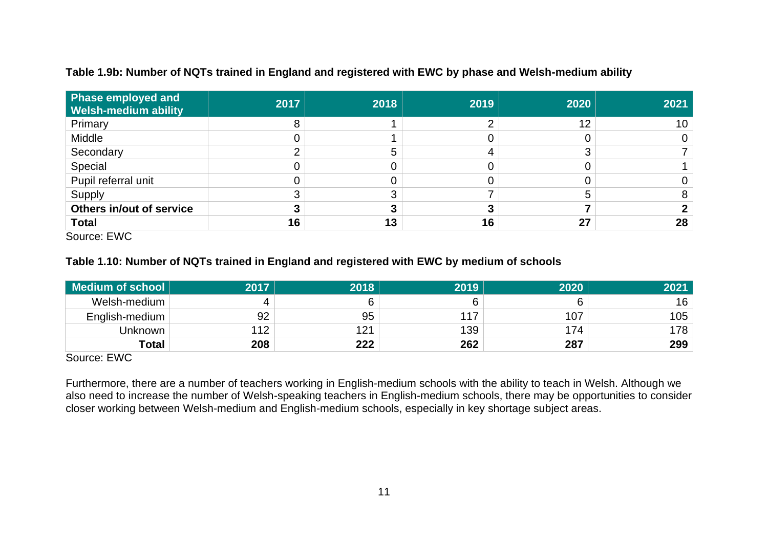**Table 1.9b: Number of NQTs trained in England and registered with EWC by phase and Welsh-medium ability**

| Phase employed and Welsh-medium ability | 2017 | 2018 | 2019 | 2020 | 2021 |
|---|---|---|---|---|---|
| Primary | 8 | 1 | 2 | 12 | 10 |
| Middle | 0 | 1 | 0 | 0 | 0 |
| Secondary | 2 | 5 | 4 | 3 | 7 |
| Special | 0 | 0 | 0 | 0 | 1 |
| Pupil referral unit | 0 | 0 | 0 | 0 | 0 |
| Supply | 3 | 3 | 7 | 5 | 8 |
| **Others in/out of service** | **3** | **3** | **3** | **7** | **2** |
| **Total** | **16** | **13** | **16** | **27** | **28** |

Source: EWC

**Table 1.10: Number of NQTs trained in England and registered with EWC by medium of schools**

| Medium of school | 2017 | 2018 | 2019 | 2020 | 2021 |
|---|---|---|---|---|---|
| Welsh-medium | 4 | 6 | 6 | 6 | 16 |
| English-medium | 92 | 95 | 117 | 107 | 105 |
| Unknown | 112 | 121 | 139 | 174 | 178 |
| **Total** | **208** | **222** | **262** | **287** | **299** |

Source: EWC

Furthermore, there are a number of teachers working in English-medium schools with the ability to teach in Welsh. Although we also need to increase the number of Welsh-speaking teachers in English-medium schools, there may be opportunities to consider closer working between Welsh-medium and English-medium schools, especially in key shortage subject areas.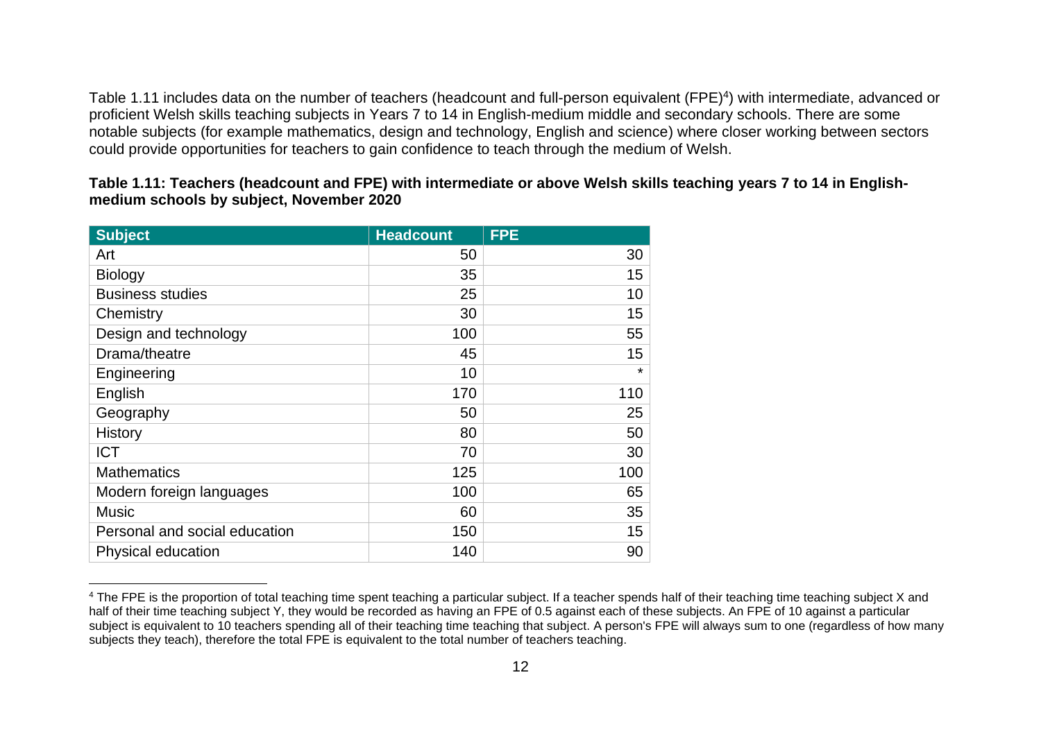Table 1.11 includes data on the number of teachers (headcount and full-person equivalent (FPE)[4]) with intermediate, advanced or proficient Welsh skills teaching subjects in Years 7 to 14 in English-medium middle and secondary schools. There are some notable subjects (for example mathematics, design and technology, English and science) where closer working between sectors could provide opportunities for teachers to gain confidence to teach through the medium of Welsh.

**Table 1.11: Teachers (headcount and FPE) with intermediate or above Welsh skills teaching years 7 to 14 in English-medium schools by subject, November 2020**

| Subject | Headcount | FPE |
|---|---:|---:|
| Art | 50 | 30 |
| Biology | 35 | 15 |
| Business studies | 25 | 10 |
| Chemistry | 30 | 15 |
| Design and technology | 100 | 55 |
| Drama/theatre | 45 | 15 |
| Engineering | 10 | * |
| English | 170 | 110 |
| Geography | 50 | 25 |
| History | 80 | 50 |
| ICT | 70 | 30 |
| Mathematics | 125 | 100 |
| Modern foreign languages | 100 | 65 |
| Music | 60 | 35 |
| Personal and social education | 150 | 15 |
| Physical education | 140 | 90 |

[4] The FPE is the proportion of total teaching time spent teaching a particular subject. If a teacher spends half of their teaching time teaching subject X and half of their time teaching subject Y, they would be recorded as having an FPE of 0.5 against each of these subjects. An FPE of 10 against a particular subject is equivalent to 10 teachers spending all of their teaching time teaching that subject. A person's FPE will always sum to one (regardless of how many subjects they teach), therefore the total FPE is equivalent to the total number of teachers teaching.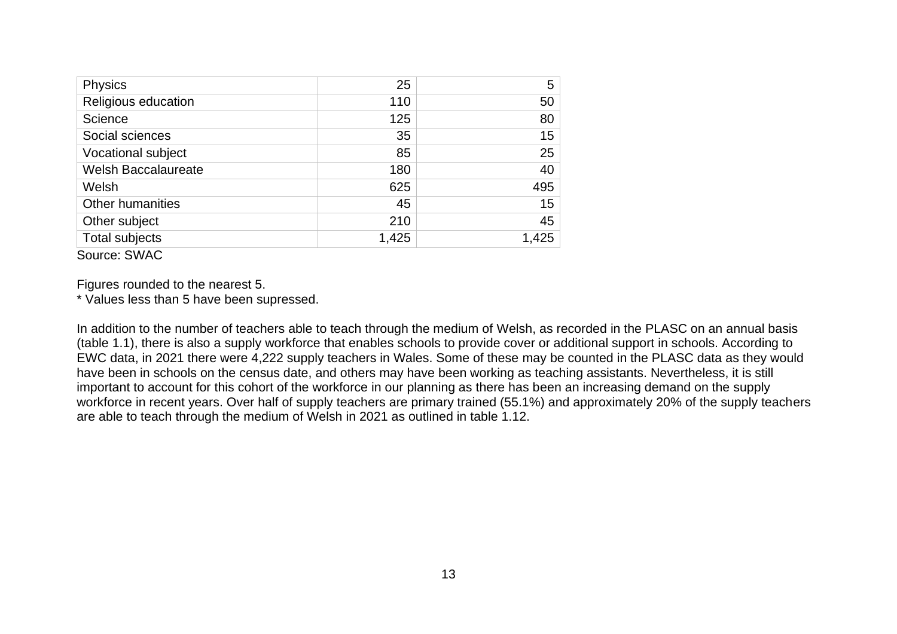| | | |
|---|---|---|
| Physics | 25 | 5 |
| Religious education | 110 | 50 |
| Science | 125 | 80 |
| Social sciences | 35 | 15 |
| Vocational subject | 85 | 25 |
| Welsh Baccalaureate | 180 | 40 |
| Welsh | 625 | 495 |
| Other humanities | 45 | 15 |
| Other subject | 210 | 45 |
| Total subjects | 1,425 | 1,425 |

Source: SWAC

Figures rounded to the nearest 5.

* Values less than 5 have been supressed.

In addition to the number of teachers able to teach through the medium of Welsh, as recorded in the PLASC on an annual basis (table 1.1), there is also a supply workforce that enables schools to provide cover or additional support in schools. According to EWC data, in 2021 there were 4,222 supply teachers in Wales. Some of these may be counted in the PLASC data as they would have been in schools on the census date, and others may have been working as teaching assistants. Nevertheless, it is still important to account for this cohort of the workforce in our planning as there has been an increasing demand on the supply workforce in recent years. Over half of supply teachers are primary trained (55.1%) and approximately 20% of the supply teachers are able to teach through the medium of Welsh in 2021 as outlined in table 1.12.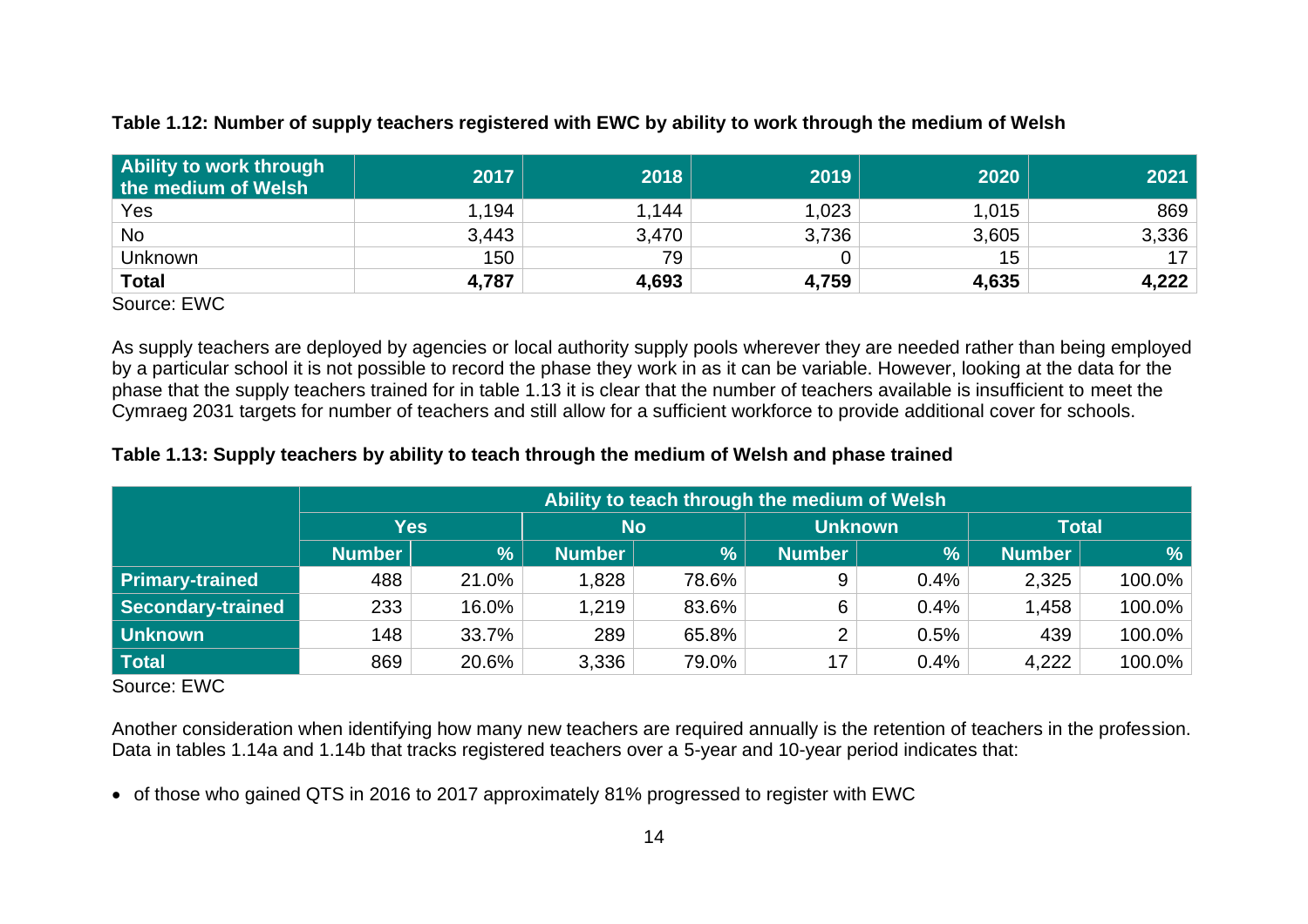**Table 1.12: Number of supply teachers registered with EWC by ability to work through the medium of Welsh**

| Ability to work through the medium of Welsh | 2017 | 2018 | 2019 | 2020 | 2021 |
|---|---|---|---|---|---|
| Yes | 1,194 | 1,144 | 1,023 | 1,015 | 869 |
| No | 3,443 | 3,470 | 3,736 | 3,605 | 3,336 |
| Unknown | 150 | 79 | 0 | 15 | 17 |
| **Total** | **4,787** | **4,693** | **4,759** | **4,635** | **4,222** |

Source: EWC

As supply teachers are deployed by agencies or local authority supply pools wherever they are needed rather than being employed by a particular school it is not possible to record the phase they work in as it can be variable. However, looking at the data for the phase that the supply teachers trained for in table 1.13 it is clear that the number of teachers available is insufficient to meet the Cymraeg 2031 targets for number of teachers and still allow for a sufficient workforce to provide additional cover for schools.

**Table 1.13: Supply teachers by ability to teach through the medium of Welsh and phase trained**

| | Ability to teach through the medium of Welsh | | | | | | | |
|---|---|---|---|---|---|---|---|---|
| | Yes | | No | | Unknown | | Total | |
| | Number | % | Number | % | Number | % | Number | % |
| **Primary-trained** | 488 | 21.0% | 1,828 | 78.6% | 9 | 0.4% | 2,325 | 100.0% |
| **Secondary-trained** | 233 | 16.0% | 1,219 | 83.6% | 6 | 0.4% | 1,458 | 100.0% |
| **Unknown** | 148 | 33.7% | 289 | 65.8% | 2 | 0.5% | 439 | 100.0% |
| **Total** | 869 | 20.6% | 3,336 | 79.0% | 17 | 0.4% | 4,222 | 100.0% |

Source: EWC

Another consideration when identifying how many new teachers are required annually is the retention of teachers in the profession. Data in tables 1.14a and 1.14b that tracks registered teachers over a 5-year and 10-year period indicates that:

- of those who gained QTS in 2016 to 2017 approximately 81% progressed to register with EWC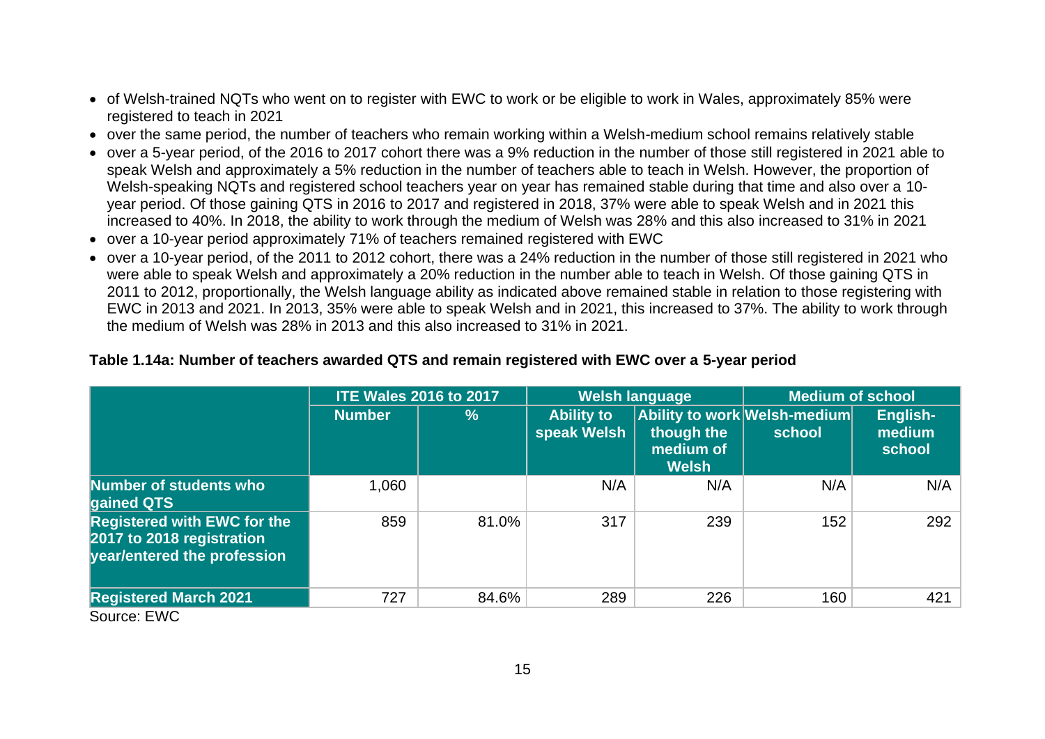- of Welsh-trained NQTs who went on to register with EWC to work or be eligible to work in Wales, approximately 85% were registered to teach in 2021
- over the same period, the number of teachers who remain working within a Welsh-medium school remains relatively stable
- over a 5-year period, of the 2016 to 2017 cohort there was a 9% reduction in the number of those still registered in 2021 able to speak Welsh and approximately a 5% reduction in the number of teachers able to teach in Welsh. However, the proportion of Welsh-speaking NQTs and registered school teachers year on year has remained stable during that time and also over a 10-year period. Of those gaining QTS in 2016 to 2017 and registered in 2018, 37% were able to speak Welsh and in 2021 this increased to 40%. In 2018, the ability to work through the medium of Welsh was 28% and this also increased to 31% in 2021
- over a 10-year period approximately 71% of teachers remained registered with EWC
- over a 10-year period, of the 2011 to 2012 cohort, there was a 24% reduction in the number of those still registered in 2021 who were able to speak Welsh and approximately a 20% reduction in the number able to teach in Welsh. Of those gaining QTS in 2011 to 2012, proportionally, the Welsh language ability as indicated above remained stable in relation to those registering with EWC in 2013 and 2021. In 2013, 35% were able to speak Welsh and in 2021, this increased to 37%. The ability to work through the medium of Welsh was 28% in 2013 and this also increased to 31% in 2021.

**Table 1.14a: Number of teachers awarded QTS and remain registered with EWC over a 5-year period**

| | ITE Wales 2016 to 2017 | | Welsh language | | Medium of school | |
|---|---|---|---|---|---|---|
| | Number | % | Ability to speak Welsh | Ability to work though the medium of Welsh | Welsh-medium school | English-medium school |
| Number of students who gained QTS | 1,060 | | N/A | N/A | N/A | N/A |
| Registered with EWC for the 2017 to 2018 registration year/entered the profession | 859 | 81.0% | 317 | 239 | 152 | 292 |
| Registered March 2021 | 727 | 84.6% | 289 | 226 | 160 | 421 |

Source: EWC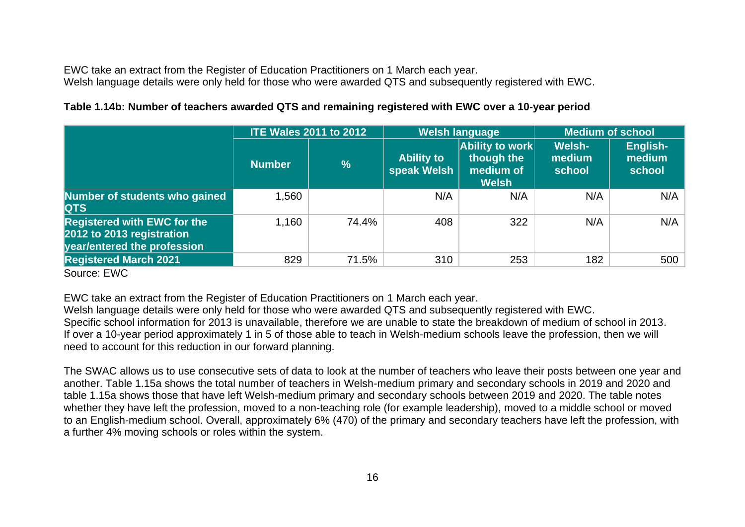EWC take an extract from the Register of Education Practitioners on 1 March each year.
Welsh language details were only held for those who were awarded QTS and subsequently registered with EWC.

**Table 1.14b: Number of teachers awarded QTS and remaining registered with EWC over a 10-year period**

| | ITE Wales 2011 to 2012 | | Welsh language | | Medium of school | |
|---|---|---|---|---|---|---|
| | Number | % | Ability to speak Welsh | Ability to work though the medium of Welsh | Welsh-medium school | English-medium school |
| **Number of students who gained QTS** | 1,560 | | N/A | N/A | N/A | N/A |
| **Registered with EWC for the 2012 to 2013 registration year/entered the profession** | 1,160 | 74.4% | 408 | 322 | N/A | N/A |
| **Registered March 2021** | 829 | 71.5% | 310 | 253 | 182 | 500 |

Source: EWC

EWC take an extract from the Register of Education Practitioners on 1 March each year.
Welsh language details were only held for those who were awarded QTS and subsequently registered with EWC.
Specific school information for 2013 is unavailable, therefore we are unable to state the breakdown of medium of school in 2013.
If over a 10-year period approximately 1 in 5 of those able to teach in Welsh-medium schools leave the profession, then we will need to account for this reduction in our forward planning.

The SWAC allows us to use consecutive sets of data to look at the number of teachers who leave their posts between one year and another. Table 1.15a shows the total number of teachers in Welsh-medium primary and secondary schools in 2019 and 2020 and table 1.15a shows those that have left Welsh-medium primary and secondary schools between 2019 and 2020. The table notes whether they have left the profession, moved to a non-teaching role (for example leadership), moved to a middle school or moved to an English-medium school. Overall, approximately 6% (470) of the primary and secondary teachers have left the profession, with a further 4% moving schools or roles within the system.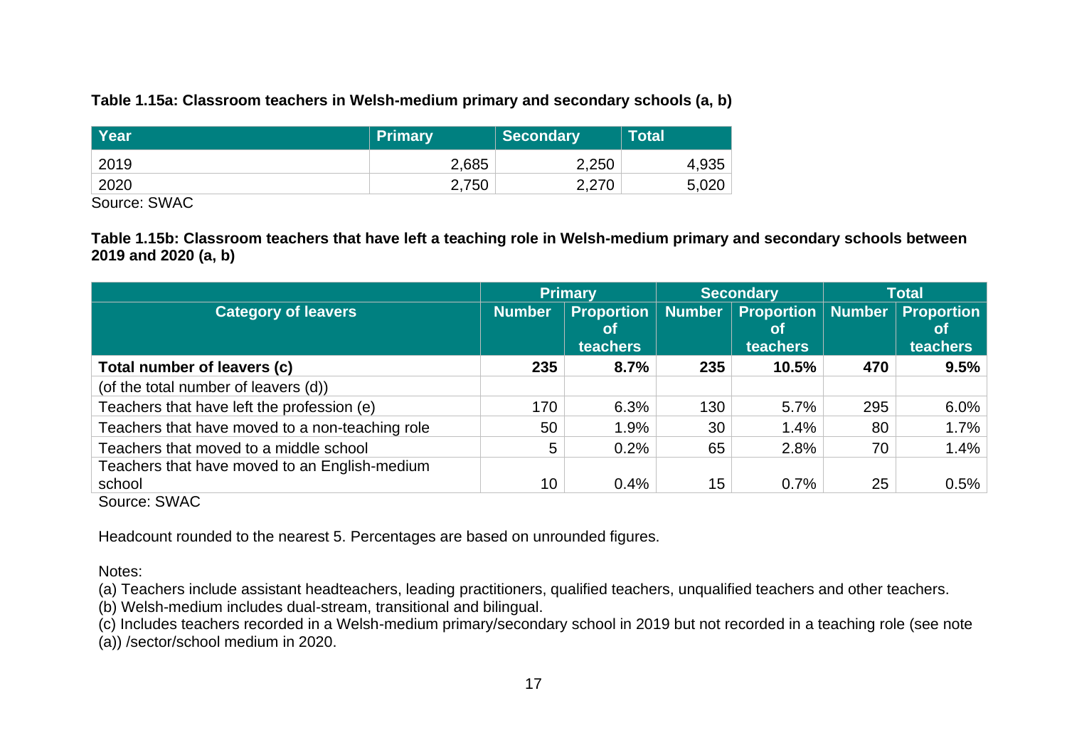**Table 1.15a: Classroom teachers in Welsh-medium primary and secondary schools (a, b)**

| Year | Primary | Secondary | Total |
|---|---|---|---|
| 2019 | 2,685 | 2,250 | 4,935 |
| 2020 | 2,750 | 2,270 | 5,020 |

Source: SWAC

**Table 1.15b: Classroom teachers that have left a teaching role in Welsh-medium primary and secondary schools between 2019 and 2020 (a, b)**

| | Primary | | Secondary | | Total | |
|---|---|---|---|---|---|---|
| Category of leavers | Number | Proportion of teachers | Number | Proportion of teachers | Number | Proportion of teachers |
| **Total number of leavers (c)** | **235** | **8.7%** | **235** | **10.5%** | **470** | **9.5%** |
| (of the total number of leavers (d)) | | | | | | |
| Teachers that have left the profession (e) | 170 | 6.3% | 130 | 5.7% | 295 | 6.0% |
| Teachers that have moved to a non-teaching role | 50 | 1.9% | 30 | 1.4% | 80 | 1.7% |
| Teachers that moved to a middle school | 5 | 0.2% | 65 | 2.8% | 70 | 1.4% |
| Teachers that have moved to an English-medium school | 10 | 0.4% | 15 | 0.7% | 25 | 0.5% |

Source: SWAC

Headcount rounded to the nearest 5. Percentages are based on unrounded figures.

Notes:

(a) Teachers include assistant headteachers, leading practitioners, qualified teachers, unqualified teachers and other teachers.

(b) Welsh-medium includes dual-stream, transitional and bilingual.

(c) Includes teachers recorded in a Welsh-medium primary/secondary school in 2019 but not recorded in a teaching role (see note (a)) /sector/school medium in 2020.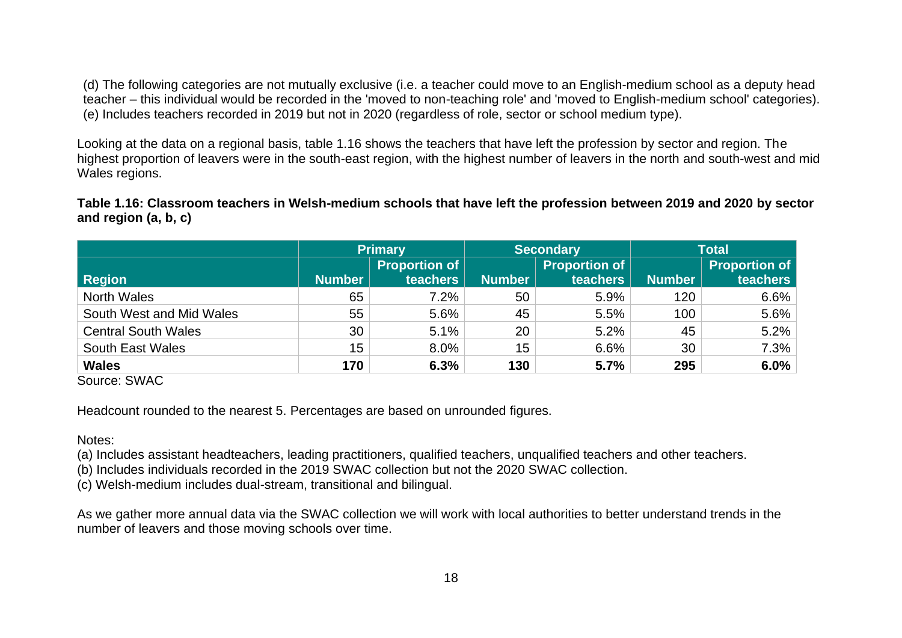(d) The following categories are not mutually exclusive (i.e. a teacher could move to an English-medium school as a deputy head teacher – this individual would be recorded in the 'moved to non-teaching role' and 'moved to English-medium school' categories).
(e) Includes teachers recorded in 2019 but not in 2020 (regardless of role, sector or school medium type).

Looking at the data on a regional basis, table 1.16 shows the teachers that have left the profession by sector and region. The highest proportion of leavers were in the south-east region, with the highest number of leavers in the north and south-west and mid Wales regions.

**Table 1.16: Classroom teachers in Welsh-medium schools that have left the profession between 2019 and 2020 by sector and region (a, b, c)**

| | Primary | | Secondary | | Total | |
|---|---|---|---|---|---|---|
| Region | Number | Proportion of teachers | Number | Proportion of teachers | Number | Proportion of teachers |
| North Wales | 65 | 7.2% | 50 | 5.9% | 120 | 6.6% |
| South West and Mid Wales | 55 | 5.6% | 45 | 5.5% | 100 | 5.6% |
| Central South Wales | 30 | 5.1% | 20 | 5.2% | 45 | 5.2% |
| South East Wales | 15 | 8.0% | 15 | 6.6% | 30 | 7.3% |
| **Wales** | **170** | **6.3%** | **130** | **5.7%** | **295** | **6.0%** |

Source: SWAC

Headcount rounded to the nearest 5. Percentages are based on unrounded figures.

Notes:

(a) Includes assistant headteachers, leading practitioners, qualified teachers, unqualified teachers and other teachers.
(b) Includes individuals recorded in the 2019 SWAC collection but not the 2020 SWAC collection.
(c) Welsh-medium includes dual-stream, transitional and bilingual.

As we gather more annual data via the SWAC collection we will work with local authorities to better understand trends in the number of leavers and those moving schools over time.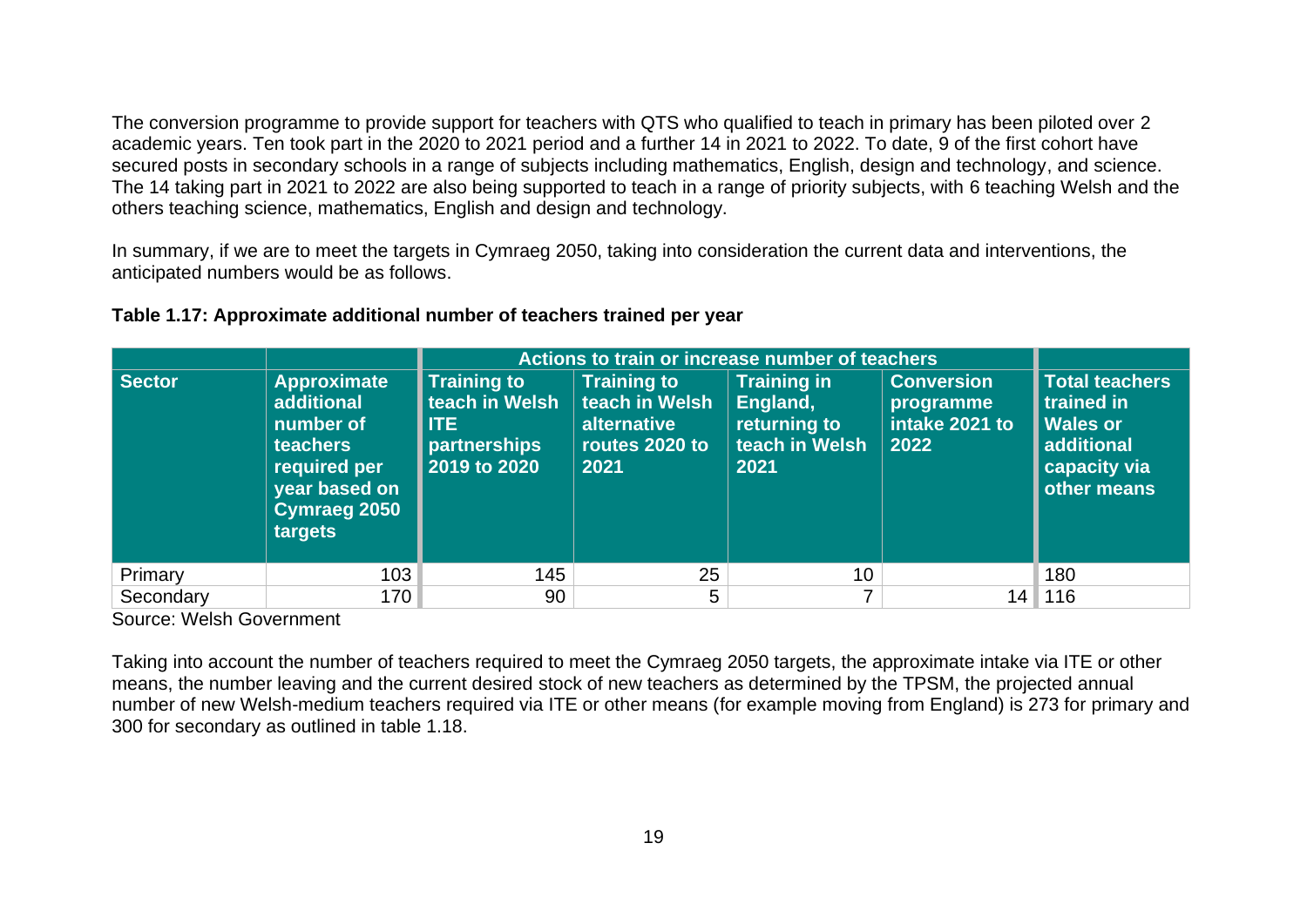The conversion programme to provide support for teachers with QTS who qualified to teach in primary has been piloted over 2 academic years. Ten took part in the 2020 to 2021 period and a further 14 in 2021 to 2022. To date, 9 of the first cohort have secured posts in secondary schools in a range of subjects including mathematics, English, design and technology, and science. The 14 taking part in 2021 to 2022 are also being supported to teach in a range of priority subjects, with 6 teaching Welsh and the others teaching science, mathematics, English and design and technology.

In summary, if we are to meet the targets in Cymraeg 2050, taking into consideration the current data and interventions, the anticipated numbers would be as follows.

**Table 1.17: Approximate additional number of teachers trained per year**

| | | Actions to train or increase number of teachers | | | | |
|---|---|---|---|---|---|---|
| **Sector** | **Approximate additional number of teachers required per year based on Cymraeg 2050 targets** | **Training to teach in Welsh ITE partnerships 2019 to 2020** | **Training to teach in Welsh alternative routes 2020 to 2021** | **Training in England, returning to teach in Welsh 2021** | **Conversion programme intake 2021 to 2022** | **Total teachers trained in Wales or additional capacity via other means** |
| Primary | 103 | 145 | 25 | 10 | | 180 |
| Secondary | 170 | 90 | 5 | 7 | 14 | 116 |

Source: Welsh Government

Taking into account the number of teachers required to meet the Cymraeg 2050 targets, the approximate intake via ITE or other means, the number leaving and the current desired stock of new teachers as determined by the TPSM, the projected annual number of new Welsh-medium teachers required via ITE or other means (for example moving from England) is 273 for primary and 300 for secondary as outlined in table 1.18.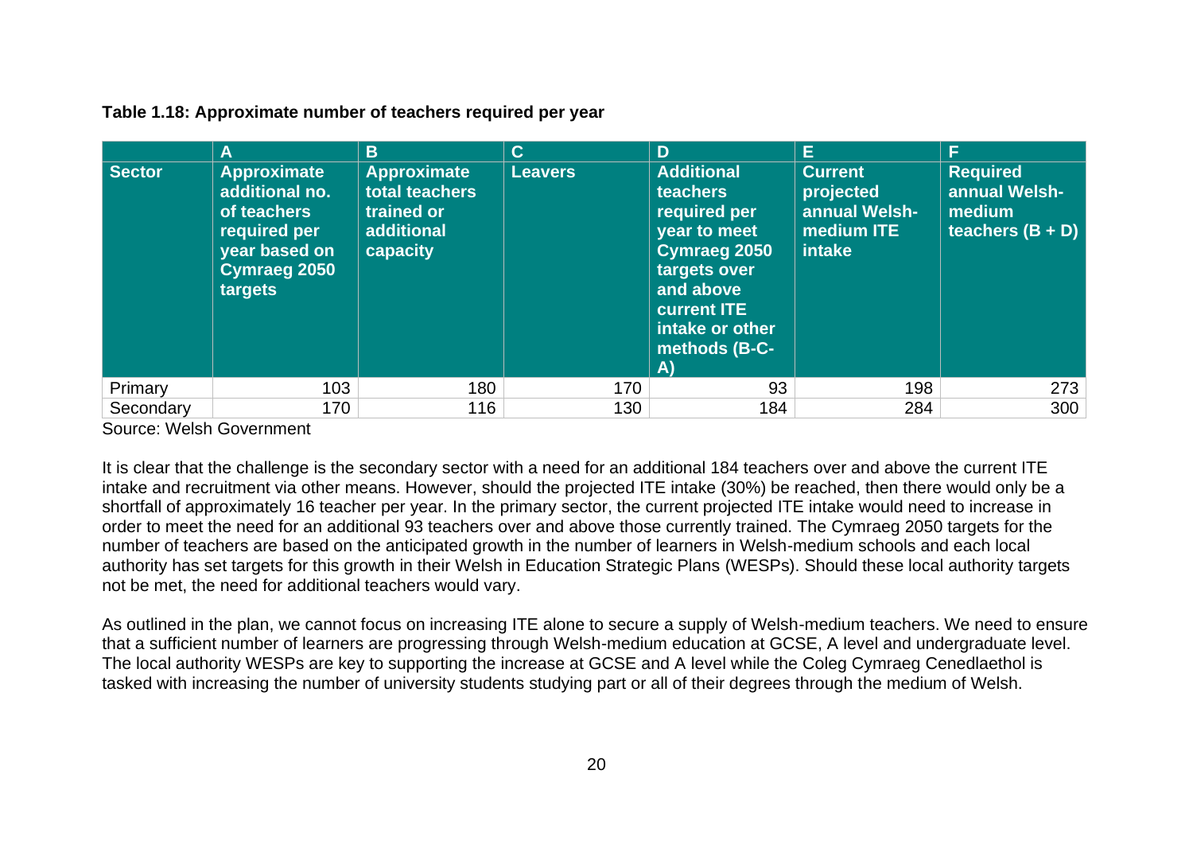**Table 1.18: Approximate number of teachers required per year**

| | A | B | C | D | E | F |
|---|---|---|---|---|---|---|
| **Sector** | **Approximate additional no. of teachers required per year based on Cymraeg 2050 targets** | **Approximate total teachers trained or additional capacity** | **Leavers** | **Additional teachers required per year to meet Cymraeg 2050 targets over and above current ITE intake or other methods (B-C-A)** | **Current projected annual Welsh-medium ITE intake** | **Required annual Welsh-medium teachers (B + D)** |
| Primary | 103 | 180 | 170 | 93 | 198 | 273 |
| Secondary | 170 | 116 | 130 | 184 | 284 | 300 |

Source: Welsh Government

It is clear that the challenge is the secondary sector with a need for an additional 184 teachers over and above the current ITE intake and recruitment via other means. However, should the projected ITE intake (30%) be reached, then there would only be a shortfall of approximately 16 teacher per year. In the primary sector, the current projected ITE intake would need to increase in order to meet the need for an additional 93 teachers over and above those currently trained. The Cymraeg 2050 targets for the number of teachers are based on the anticipated growth in the number of learners in Welsh-medium schools and each local authority has set targets for this growth in their Welsh in Education Strategic Plans (WESPs). Should these local authority targets not be met, the need for additional teachers would vary.

As outlined in the plan, we cannot focus on increasing ITE alone to secure a supply of Welsh-medium teachers. We need to ensure that a sufficient number of learners are progressing through Welsh-medium education at GCSE, A level and undergraduate level. The local authority WESPs are key to supporting the increase at GCSE and A level while the Coleg Cymraeg Cenedlaethol is tasked with increasing the number of university students studying part or all of their degrees through the medium of Welsh.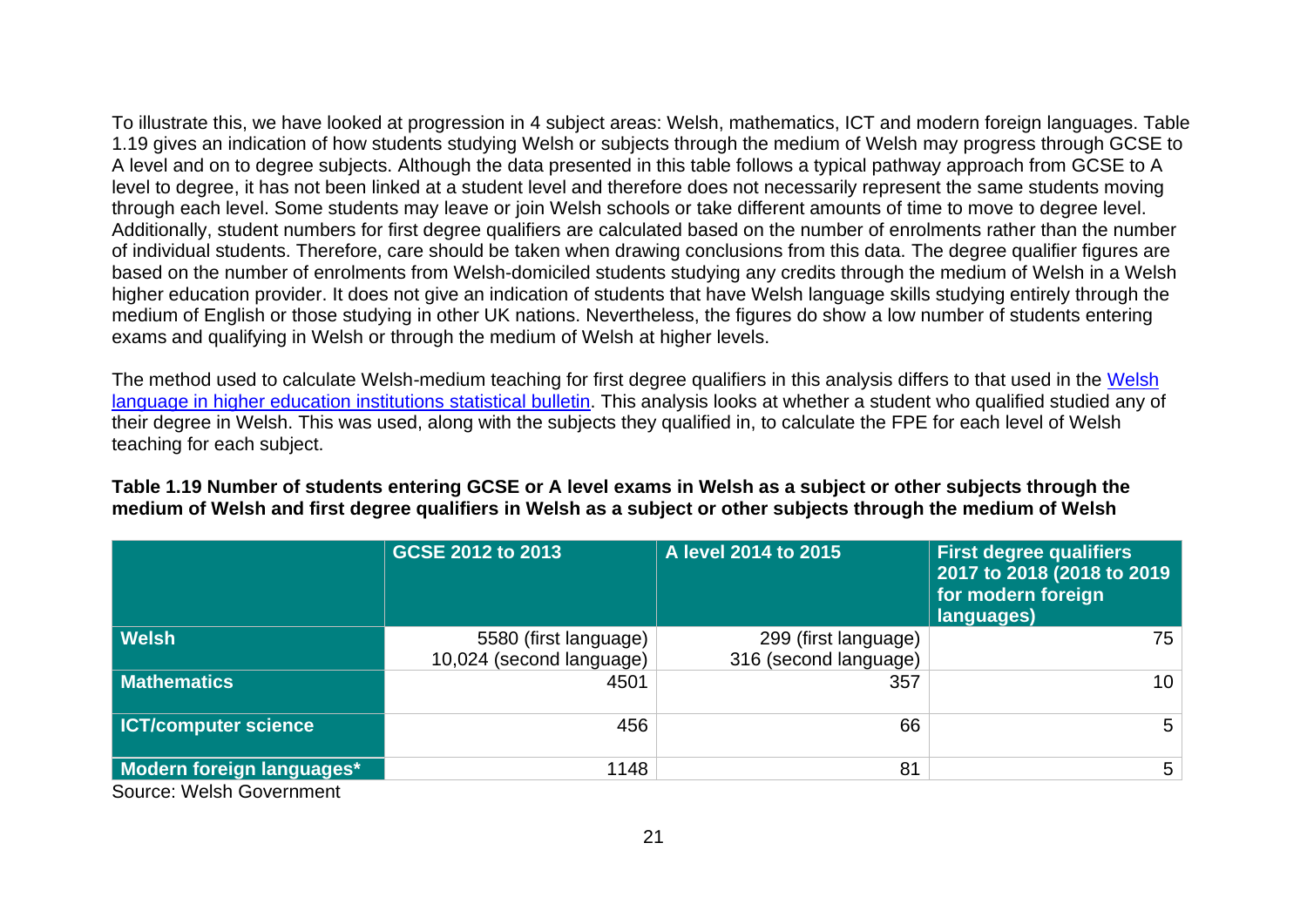To illustrate this, we have looked at progression in 4 subject areas: Welsh, mathematics, ICT and modern foreign languages. Table 1.19 gives an indication of how students studying Welsh or subjects through the medium of Welsh may progress through GCSE to A level and on to degree subjects. Although the data presented in this table follows a typical pathway approach from GCSE to A level to degree, it has not been linked at a student level and therefore does not necessarily represent the same students moving through each level. Some students may leave or join Welsh schools or take different amounts of time to move to degree level. Additionally, student numbers for first degree qualifiers are calculated based on the number of enrolments rather than the number of individual students. Therefore, care should be taken when drawing conclusions from this data. The degree qualifier figures are based on the number of enrolments from Welsh-domiciled students studying any credits through the medium of Welsh in a Welsh higher education provider. It does not give an indication of students that have Welsh language skills studying entirely through the medium of English or those studying in other UK nations. Nevertheless, the figures do show a low number of students entering exams and qualifying in Welsh or through the medium of Welsh at higher levels.

The method used to calculate Welsh-medium teaching for first degree qualifiers in this analysis differs to that used in the [Welsh language in higher education institutions statistical bulletin](). This analysis looks at whether a student who qualified studied any of their degree in Welsh. This was used, along with the subjects they qualified in, to calculate the FPE for each level of Welsh teaching for each subject.

**Table 1.19 Number of students entering GCSE or A level exams in Welsh as a subject or other subjects through the medium of Welsh and first degree qualifiers in Welsh as a subject or other subjects through the medium of Welsh**

| | GCSE 2012 to 2013 | A level 2014 to 2015 | First degree qualifiers 2017 to 2018 (2018 to 2019 for modern foreign languages) |
|---|---|---|---|
| **Welsh** | 5580 (first language) 10,024 (second language) | 299 (first language) 316 (second language) | 75 |
| **Mathematics** | 4501 | 357 | 10 |
| **ICT/computer science** | 456 | 66 | 5 |
| **Modern foreign languages*** | 1148 | 81 | 5 |

Source: Welsh Government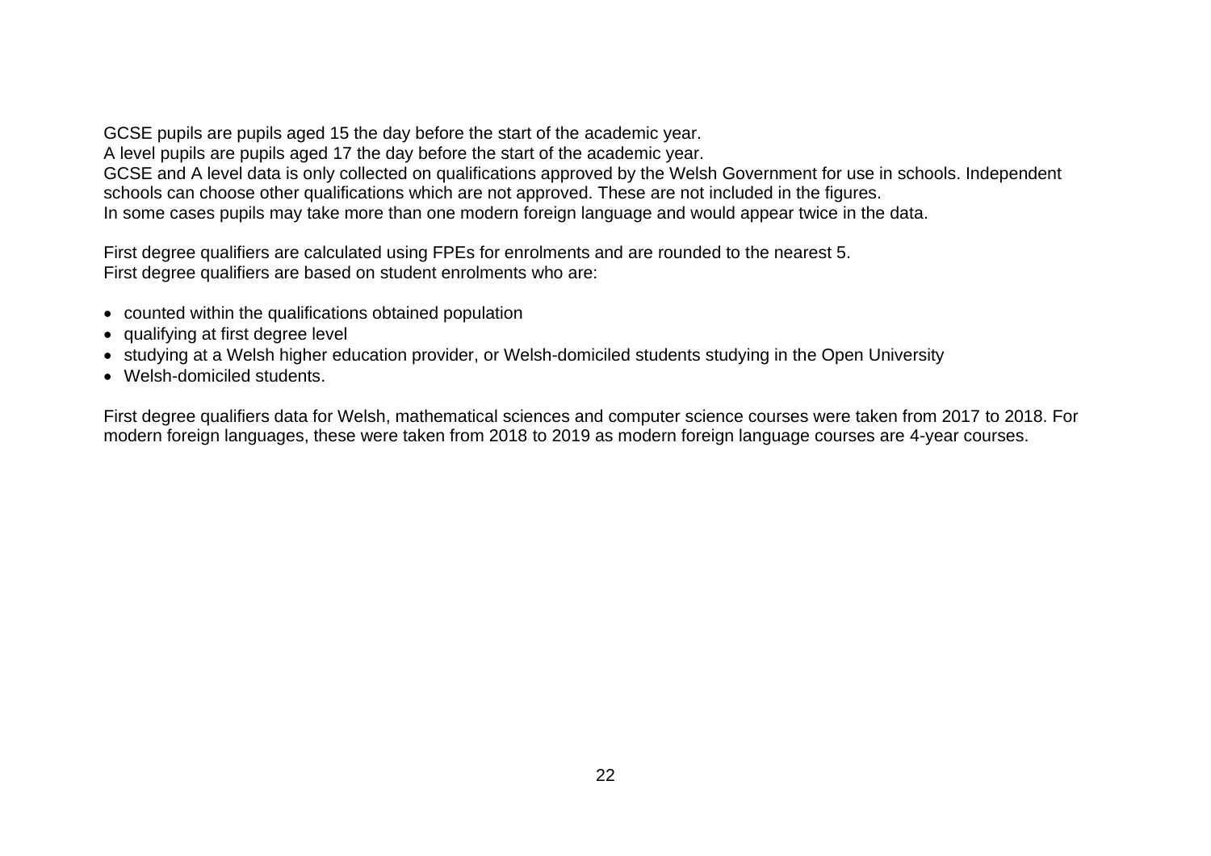GCSE pupils are pupils aged 15 the day before the start of the academic year.
A level pupils are pupils aged 17 the day before the start of the academic year.
GCSE and A level data is only collected on qualifications approved by the Welsh Government for use in schools. Independent schools can choose other qualifications which are not approved. These are not included in the figures.
In some cases pupils may take more than one modern foreign language and would appear twice in the data.

First degree qualifiers are calculated using FPEs for enrolments and are rounded to the nearest 5.
First degree qualifiers are based on student enrolments who are:

- counted within the qualifications obtained population
- qualifying at first degree level
- studying at a Welsh higher education provider, or Welsh-domiciled students studying in the Open University
- Welsh-domiciled students.

First degree qualifiers data for Welsh, mathematical sciences and computer science courses were taken from 2017 to 2018. For modern foreign languages, these were taken from 2018 to 2019 as modern foreign language courses are 4-year courses.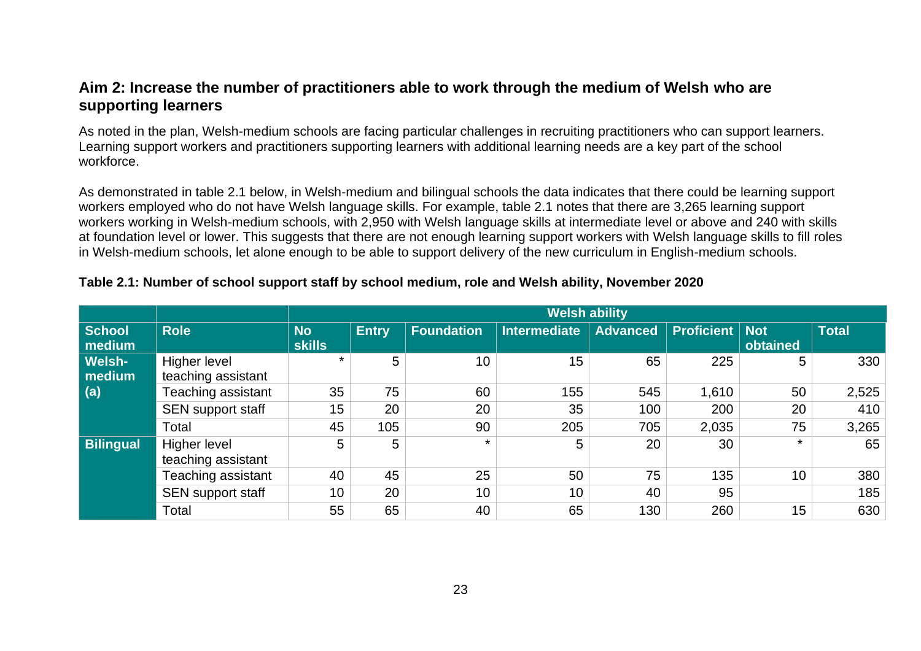## Aim 2: Increase the number of practitioners able to work through the medium of Welsh who are supporting learners

As noted in the plan, Welsh-medium schools are facing particular challenges in recruiting practitioners who can support learners. Learning support workers and practitioners supporting learners with additional learning needs are a key part of the school workforce.

As demonstrated in table 2.1 below, in Welsh-medium and bilingual schools the data indicates that there could be learning support workers employed who do not have Welsh language skills. For example, table 2.1 notes that there are 3,265 learning support workers working in Welsh-medium schools, with 2,950 with Welsh language skills at intermediate level or above and 240 with skills at foundation level or lower. This suggests that there are not enough learning support workers with Welsh language skills to fill roles in Welsh-medium schools, let alone enough to be able to support delivery of the new curriculum in English-medium schools.

**Table 2.1: Number of school support staff by school medium, role and Welsh ability, November 2020**

| | | Welsh ability | | | | | | | |
|---|---|---|---|---|---|---|---|---|---|
| **School medium** | **Role** | **No skills** | **Entry** | **Foundation** | **Intermediate** | **Advanced** | **Proficient** | **Not obtained** | **Total** |
| **Welsh-medium (a)** | Higher level teaching assistant | * | 5 | 10 | 15 | 65 | 225 | 5 | 330 |
| | Teaching assistant | 35 | 75 | 60 | 155 | 545 | 1,610 | 50 | 2,525 |
| | SEN support staff | 15 | 20 | 20 | 35 | 100 | 200 | 20 | 410 |
| | Total | 45 | 105 | 90 | 205 | 705 | 2,035 | 75 | 3,265 |
| **Bilingual** | Higher level teaching assistant | 5 | 5 | * | 5 | 20 | 30 | * | 65 |
| | Teaching assistant | 40 | 45 | 25 | 50 | 75 | 135 | 10 | 380 |
| | SEN support staff | 10 | 20 | 10 | 10 | 40 | 95 | | 185 |
| | Total | 55 | 65 | 40 | 65 | 130 | 260 | 15 | 630 |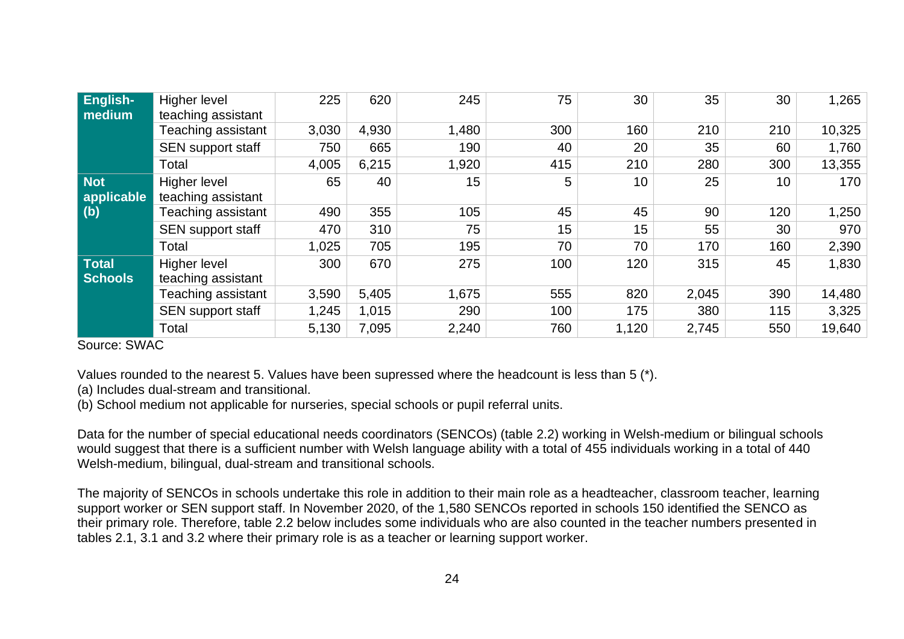| | | | | | | | | | |
|---|---|---|---|---|---|---|---|---|---|
| **English-medium** | Higher level teaching assistant | 225 | 620 | 245 | 75 | 30 | 35 | 30 | 1,265 |
| | Teaching assistant | 3,030 | 4,930 | 1,480 | 300 | 160 | 210 | 210 | 10,325 |
| | SEN support staff | 750 | 665 | 190 | 40 | 20 | 35 | 60 | 1,760 |
| | Total | 4,005 | 6,215 | 1,920 | 415 | 210 | 280 | 300 | 13,355 |
| **Not applicable (b)** | Higher level teaching assistant | 65 | 40 | 15 | 5 | 10 | 25 | 10 | 170 |
| | Teaching assistant | 490 | 355 | 105 | 45 | 45 | 90 | 120 | 1,250 |
| | SEN support staff | 470 | 310 | 75 | 15 | 15 | 55 | 30 | 970 |
| | Total | 1,025 | 705 | 195 | 70 | 70 | 170 | 160 | 2,390 |
| **Total Schools** | Higher level teaching assistant | 300 | 670 | 275 | 100 | 120 | 315 | 45 | 1,830 |
| | Teaching assistant | 3,590 | 5,405 | 1,675 | 555 | 820 | 2,045 | 390 | 14,480 |
| | SEN support staff | 1,245 | 1,015 | 290 | 100 | 175 | 380 | 115 | 3,325 |
| | Total | 5,130 | 7,095 | 2,240 | 760 | 1,120 | 2,745 | 550 | 19,640 |

Source: SWAC

Values rounded to the nearest 5. Values have been supressed where the headcount is less than 5 (*).

(a) Includes dual-stream and transitional.

(b) School medium not applicable for nurseries, special schools or pupil referral units.

Data for the number of special educational needs coordinators (SENCOs) (table 2.2) working in Welsh-medium or bilingual schools would suggest that there is a sufficient number with Welsh language ability with a total of 455 individuals working in a total of 440 Welsh-medium, bilingual, dual-stream and transitional schools.

The majority of SENCOs in schools undertake this role in addition to their main role as a headteacher, classroom teacher, learning support worker or SEN support staff. In November 2020, of the 1,580 SENCOs reported in schools 150 identified the SENCO as their primary role. Therefore, table 2.2 below includes some individuals who are also counted in the teacher numbers presented in tables 2.1, 3.1 and 3.2 where their primary role is as a teacher or learning support worker.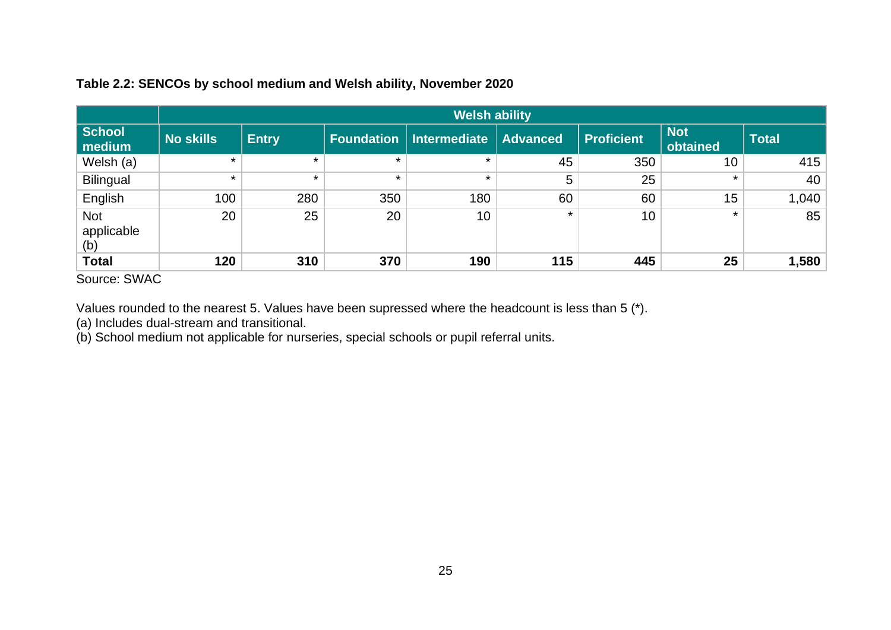**Table 2.2: SENCOs by school medium and Welsh ability, November 2020**

| | Welsh ability | | | | | | | |
|---|---|---|---|---|---|---|---|---|
| **School medium** | **No skills** | **Entry** | **Foundation** | **Intermediate** | **Advanced** | **Proficient** | **Not obtained** | **Total** |
| Welsh (a) | * | * | * | * | 45 | 350 | 10 | 415 |
| Bilingual | * | * | * | * | 5 | 25 | * | 40 |
| English | 100 | 280 | 350 | 180 | 60 | 60 | 15 | 1,040 |
| Not applicable (b) | 20 | 25 | 20 | 10 | * | 10 | * | 85 |
| **Total** | **120** | **310** | **370** | **190** | **115** | **445** | **25** | **1,580** |

Source: SWAC

Values rounded to the nearest 5. Values have been supressed where the headcount is less than 5 (*).
(a) Includes dual-stream and transitional.
(b) School medium not applicable for nurseries, special schools or pupil referral units.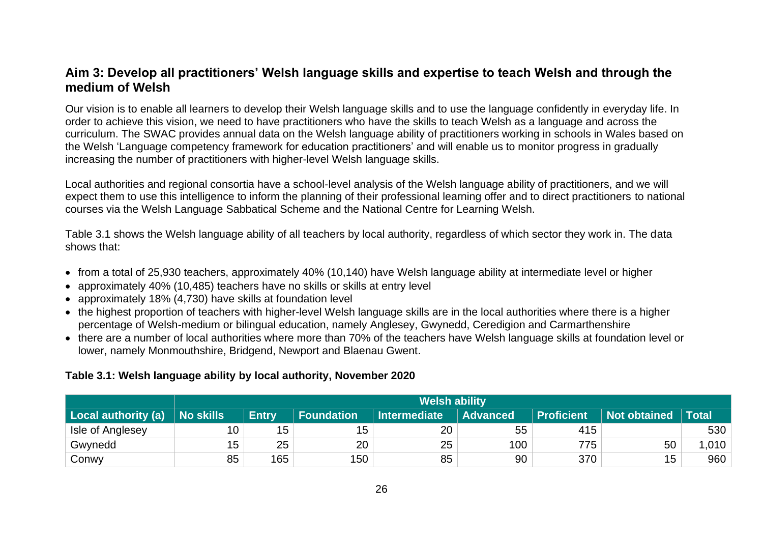## Aim 3: Develop all practitioners' Welsh language skills and expertise to teach Welsh and through the medium of Welsh

Our vision is to enable all learners to develop their Welsh language skills and to use the language confidently in everyday life. In order to achieve this vision, we need to have practitioners who have the skills to teach Welsh as a language and across the curriculum. The SWAC provides annual data on the Welsh language ability of practitioners working in schools in Wales based on the Welsh 'Language competency framework for education practitioners' and will enable us to monitor progress in gradually increasing the number of practitioners with higher-level Welsh language skills.

Local authorities and regional consortia have a school-level analysis of the Welsh language ability of practitioners, and we will expect them to use this intelligence to inform the planning of their professional learning offer and to direct practitioners to national courses via the Welsh Language Sabbatical Scheme and the National Centre for Learning Welsh.

Table 3.1 shows the Welsh language ability of all teachers by local authority, regardless of which sector they work in. The data shows that:

- from a total of 25,930 teachers, approximately 40% (10,140) have Welsh language ability at intermediate level or higher
- approximately 40% (10,485) teachers have no skills or skills at entry level
- approximately 18% (4,730) have skills at foundation level
- the highest proportion of teachers with higher-level Welsh language skills are in the local authorities where there is a higher percentage of Welsh-medium or bilingual education, namely Anglesey, Gwynedd, Ceredigion and Carmarthenshire
- there are a number of local authorities where more than 70% of the teachers have Welsh language skills at foundation level or lower, namely Monmouthshire, Bridgend, Newport and Blaenau Gwent.

**Table 3.1: Welsh language ability by local authority, November 2020**

| | Welsh ability | | | | | | | |
|---|---|---|---|---|---|---|---|---|
| **Local authority (a)** | **No skills** | **Entry** | **Foundation** | **Intermediate** | **Advanced** | **Proficient** | **Not obtained** | **Total** |
| Isle of Anglesey | 10 | 15 | 15 | 20 | 55 | 415 | | 530 |
| Gwynedd | 15 | 25 | 20 | 25 | 100 | 775 | 50 | 1,010 |
| Conwy | 85 | 165 | 150 | 85 | 90 | 370 | 15 | 960 |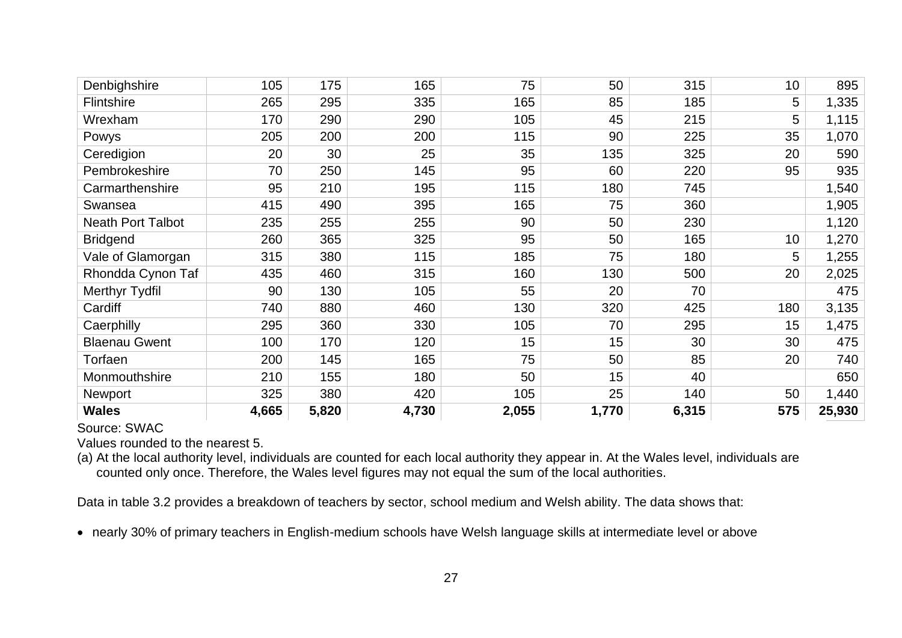| | | | | | | | | |
|---|---|---|---|---|---|---|---|---|
| Denbighshire | 105 | 175 | 165 | 75 | 50 | 315 | 10 | 895 |
| Flintshire | 265 | 295 | 335 | 165 | 85 | 185 | 5 | 1,335 |
| Wrexham | 170 | 290 | 290 | 105 | 45 | 215 | 5 | 1,115 |
| Powys | 205 | 200 | 200 | 115 | 90 | 225 | 35 | 1,070 |
| Ceredigion | 20 | 30 | 25 | 35 | 135 | 325 | 20 | 590 |
| Pembrokeshire | 70 | 250 | 145 | 95 | 60 | 220 | 95 | 935 |
| Carmarthenshire | 95 | 210 | 195 | 115 | 180 | 745 | | 1,540 |
| Swansea | 415 | 490 | 395 | 165 | 75 | 360 | | 1,905 |
| Neath Port Talbot | 235 | 255 | 255 | 90 | 50 | 230 | | 1,120 |
| Bridgend | 260 | 365 | 325 | 95 | 50 | 165 | 10 | 1,270 |
| Vale of Glamorgan | 315 | 380 | 115 | 185 | 75 | 180 | 5 | 1,255 |
| Rhondda Cynon Taf | 435 | 460 | 315 | 160 | 130 | 500 | 20 | 2,025 |
| Merthyr Tydfil | 90 | 130 | 105 | 55 | 20 | 70 | | 475 |
| Cardiff | 740 | 880 | 460 | 130 | 320 | 425 | 180 | 3,135 |
| Caerphilly | 295 | 360 | 330 | 105 | 70 | 295 | 15 | 1,475 |
| Blaenau Gwent | 100 | 170 | 120 | 15 | 15 | 30 | 30 | 475 |
| Torfaen | 200 | 145 | 165 | 75 | 50 | 85 | 20 | 740 |
| Monmouthshire | 210 | 155 | 180 | 50 | 15 | 40 | | 650 |
| Newport | 325 | 380 | 420 | 105 | 25 | 140 | 50 | 1,440 |
| **Wales** | **4,665** | **5,820** | **4,730** | **2,055** | **1,770** | **6,315** | **575** | **25,930** |

Source: SWAC

Values rounded to the nearest 5.

(a) At the local authority level, individuals are counted for each local authority they appear in. At the Wales level, individuals are counted only once. Therefore, the Wales level figures may not equal the sum of the local authorities.

Data in table 3.2 provides a breakdown of teachers by sector, school medium and Welsh ability. The data shows that:

- nearly 30% of primary teachers in English-medium schools have Welsh language skills at intermediate level or above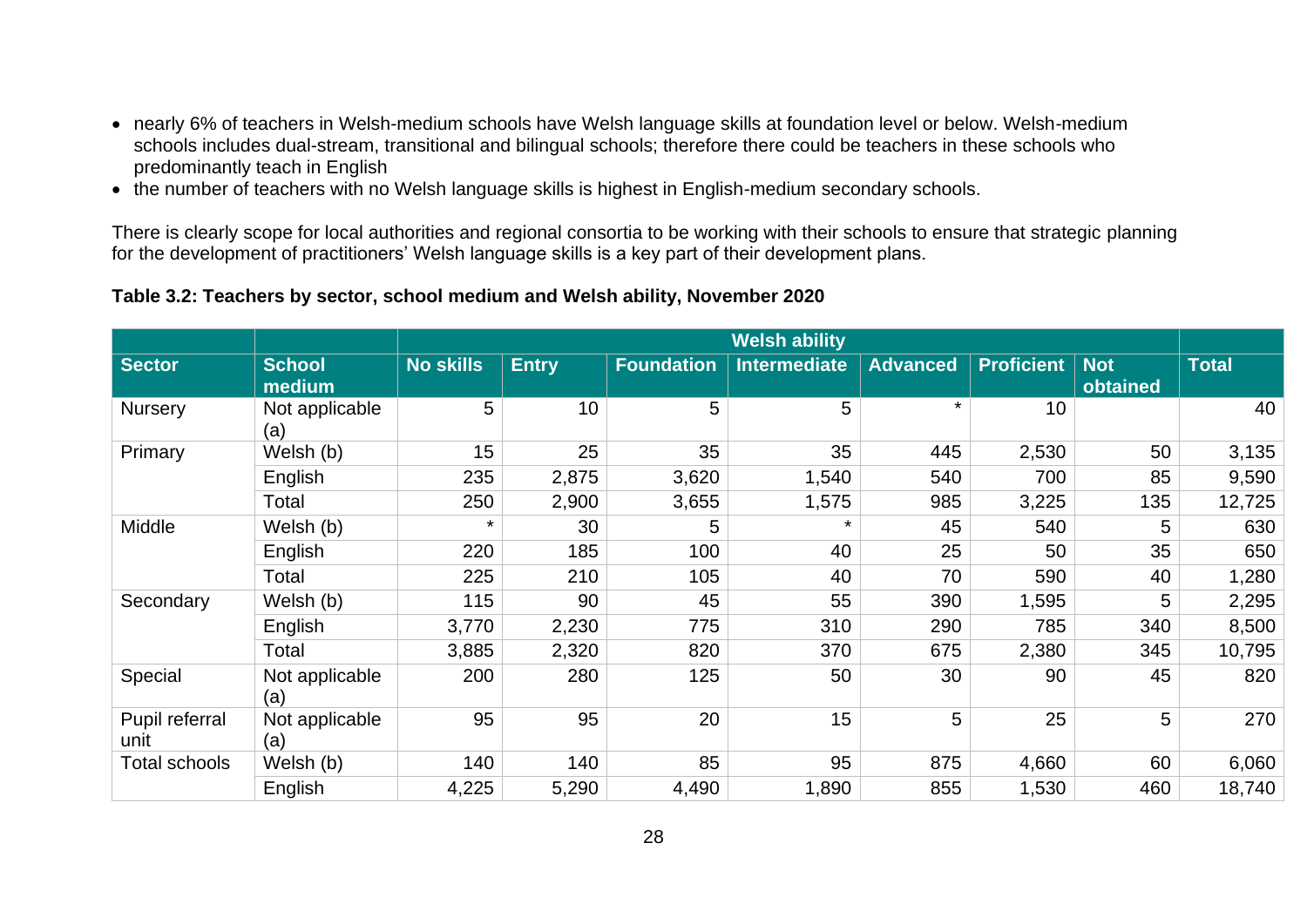- nearly 6% of teachers in Welsh-medium schools have Welsh language skills at foundation level or below. Welsh-medium schools includes dual-stream, transitional and bilingual schools; therefore there could be teachers in these schools who predominantly teach in English
- the number of teachers with no Welsh language skills is highest in English-medium secondary schools.

There is clearly scope for local authorities and regional consortia to be working with their schools to ensure that strategic planning for the development of practitioners' Welsh language skills is a key part of their development plans.

**Table 3.2: Teachers by sector, school medium and Welsh ability, November 2020**

| | | Welsh ability | | | | | | | |
|---|---|---|---|---|---|---|---|---|---|
| **Sector** | **School medium** | **No skills** | **Entry** | **Foundation** | **Intermediate** | **Advanced** | **Proficient** | **Not obtained** | **Total** |
| Nursery | Not applicable (a) | 5 | 10 | 5 | 5 | * | 10 | | 40 |
| Primary | Welsh (b) | 15 | 25 | 35 | 35 | 445 | 2,530 | 50 | 3,135 |
| | English | 235 | 2,875 | 3,620 | 1,540 | 540 | 700 | 85 | 9,590 |
| | Total | 250 | 2,900 | 3,655 | 1,575 | 985 | 3,225 | 135 | 12,725 |
| Middle | Welsh (b) | * | 30 | 5 | * | 45 | 540 | 5 | 630 |
| | English | 220 | 185 | 100 | 40 | 25 | 50 | 35 | 650 |
| | Total | 225 | 210 | 105 | 40 | 70 | 590 | 40 | 1,280 |
| Secondary | Welsh (b) | 115 | 90 | 45 | 55 | 390 | 1,595 | 5 | 2,295 |
| | English | 3,770 | 2,230 | 775 | 310 | 290 | 785 | 340 | 8,500 |
| | Total | 3,885 | 2,320 | 820 | 370 | 675 | 2,380 | 345 | 10,795 |
| Special | Not applicable (a) | 200 | 280 | 125 | 50 | 30 | 90 | 45 | 820 |
| Pupil referral unit | Not applicable (a) | 95 | 95 | 20 | 15 | 5 | 25 | 5 | 270 |
| Total schools | Welsh (b) | 140 | 140 | 85 | 95 | 875 | 4,660 | 60 | 6,060 |
| | English | 4,225 | 5,290 | 4,490 | 1,890 | 855 | 1,530 | 460 | 18,740 |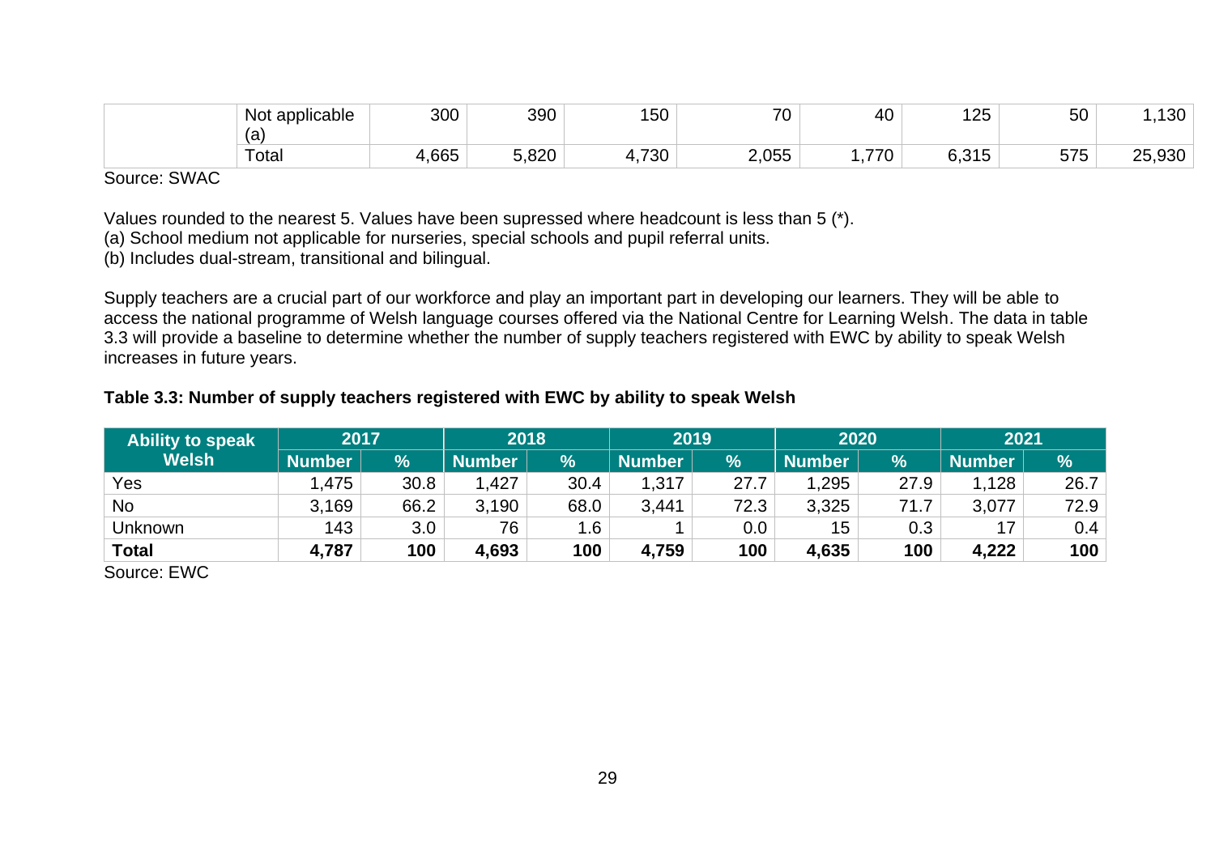| | Not applicable (a) | 300 | 390 | 150 | 70 | 40 | 125 | 50 | 1,130 |
|---|---|---|---|---|---|---|---|---|---|
| | Total | 4,665 | 5,820 | 4,730 | 2,055 | 1,770 | 6,315 | 575 | 25,930 |

Source: SWAC

Values rounded to the nearest 5. Values have been supressed where headcount is less than 5 (*).
(a) School medium not applicable for nurseries, special schools and pupil referral units.
(b) Includes dual-stream, transitional and bilingual.

Supply teachers are a crucial part of our workforce and play an important part in developing our learners. They will be able to access the national programme of Welsh language courses offered via the National Centre for Learning Welsh. The data in table 3.3 will provide a baseline to determine whether the number of supply teachers registered with EWC by ability to speak Welsh increases in future years.

**Table 3.3: Number of supply teachers registered with EWC by ability to speak Welsh**

| Ability to speak Welsh | 2017 | | 2018 | | 2019 | | 2020 | | 2021 | |
|---|---|---|---|---|---|---|---|---|---|---|
| | Number | % | Number | % | Number | % | Number | % | Number | % |
| Yes | 1,475 | 30.8 | 1,427 | 30.4 | 1,317 | 27.7 | 1,295 | 27.9 | 1,128 | 26.7 |
| No | 3,169 | 66.2 | 3,190 | 68.0 | 3,441 | 72.3 | 3,325 | 71.7 | 3,077 | 72.9 |
| Unknown | 143 | 3.0 | 76 | 1.6 | 1 | 0.0 | 15 | 0.3 | 17 | 0.4 |
| **Total** | **4,787** | **100** | **4,693** | **100** | **4,759** | **100** | **4,635** | **100** | **4,222** | **100** |

Source: EWC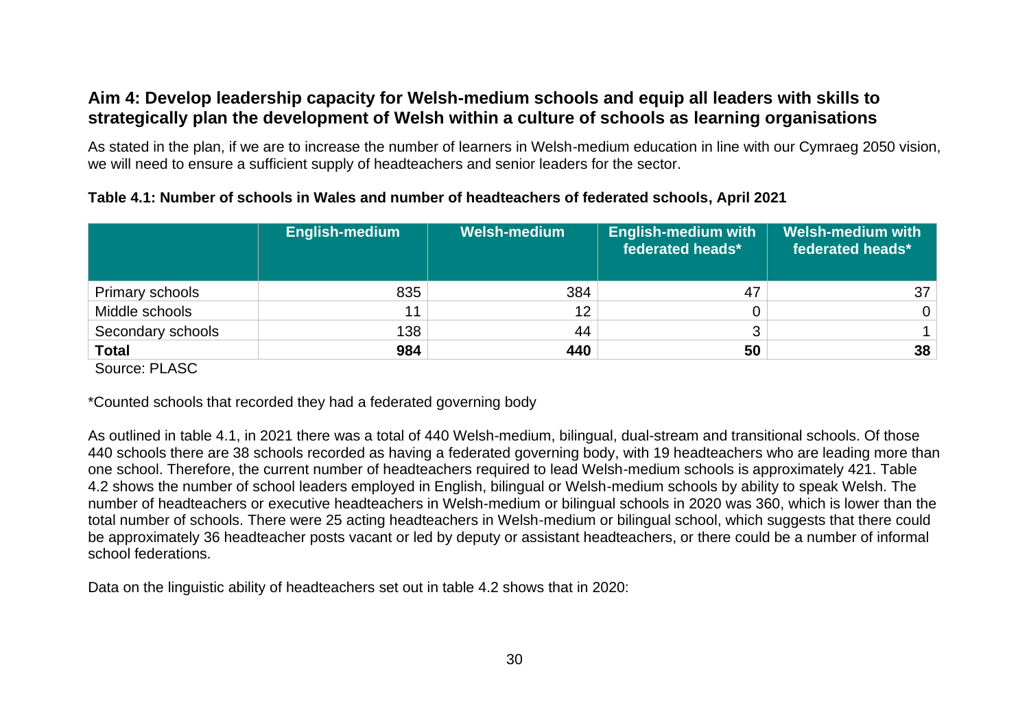## Aim 4: Develop leadership capacity for Welsh-medium schools and equip all leaders with skills to strategically plan the development of Welsh within a culture of schools as learning organisations

As stated in the plan, if we are to increase the number of learners in Welsh-medium education in line with our Cymraeg 2050 vision, we will need to ensure a sufficient supply of headteachers and senior leaders for the sector.

**Table 4.1: Number of schools in Wales and number of headteachers of federated schools, April 2021**

| | English-medium | Welsh-medium | English-medium with federated heads* | Welsh-medium with federated heads* |
|---|---|---|---|---|
| Primary schools | 835 | 384 | 47 | 37 |
| Middle schools | 11 | 12 | 0 | 0 |
| Secondary schools | 138 | 44 | 3 | 1 |
| **Total** | **984** | **440** | **50** | **38** |

Source: PLASC

*Counted schools that recorded they had a federated governing body

As outlined in table 4.1, in 2021 there was a total of 440 Welsh-medium, bilingual, dual-stream and transitional schools. Of those 440 schools there are 38 schools recorded as having a federated governing body, with 19 headteachers who are leading more than one school. Therefore, the current number of headteachers required to lead Welsh-medium schools is approximately 421. Table 4.2 shows the number of school leaders employed in English, bilingual or Welsh-medium schools by ability to speak Welsh. The number of headteachers or executive headteachers in Welsh-medium or bilingual schools in 2020 was 360, which is lower than the total number of schools. There were 25 acting headteachers in Welsh-medium or bilingual school, which suggests that there could be approximately 36 headteacher posts vacant or led by deputy or assistant headteachers, or there could be a number of informal school federations.

Data on the linguistic ability of headteachers set out in table 4.2 shows that in 2020: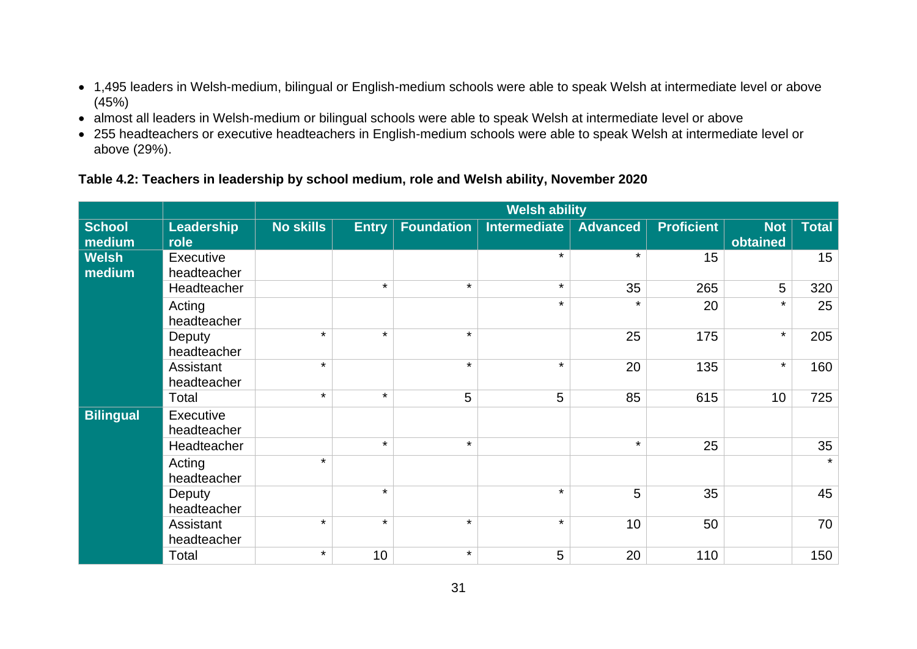- 1,495 leaders in Welsh-medium, bilingual or English-medium schools were able to speak Welsh at intermediate level or above (45%)
- almost all leaders in Welsh-medium or bilingual schools were able to speak Welsh at intermediate level or above
- 255 headteachers or executive headteachers in English-medium schools were able to speak Welsh at intermediate level or above (29%).

**Table 4.2: Teachers in leadership by school medium, role and Welsh ability, November 2020**

| | | Welsh ability | | | | | | | |
|---|---|---|---|---|---|---|---|---|---|
| **School medium** | **Leadership role** | **No skills** | **Entry** | **Foundation** | **Intermediate** | **Advanced** | **Proficient** | **Not obtained** | **Total** |
| **Welsh medium** | Executive headteacher | | | | * | * | 15 | | 15 |
| | Headteacher | | * | * | * | 35 | 265 | 5 | 320 |
| | Acting headteacher | | | | * | * | 20 | * | 25 |
| | Deputy headteacher | * | * | * | | 25 | 175 | * | 205 |
| | Assistant headteacher | * | | * | * | 20 | 135 | * | 160 |
| | Total | * | * | 5 | 5 | 85 | 615 | 10 | 725 |
| **Bilingual** | Executive headteacher | | | | | | | | |
| | Headteacher | | * | * | | * | 25 | | 35 |
| | Acting headteacher | * | | | | | | | * |
| | Deputy headteacher | | * | | * | 5 | 35 | | 45 |
| | Assistant headteacher | * | * | * | * | 10 | 50 | | 70 |
| | Total | * | 10 | * | 5 | 20 | 110 | | 150 |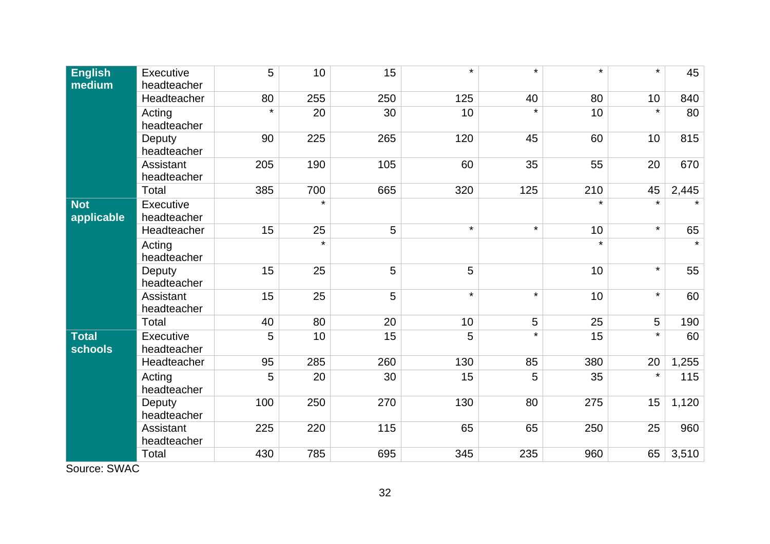| | | | | | | | | | |
|---|---|---|---|---|---|---|---|---|---|
| **English medium** | Executive headteacher | 5 | 10 | 15 | * | * | * | * | 45 |
| | Headteacher | 80 | 255 | 250 | 125 | 40 | 80 | 10 | 840 |
| | Acting headteacher | * | 20 | 30 | 10 | * | 10 | * | 80 |
| | Deputy headteacher | 90 | 225 | 265 | 120 | 45 | 60 | 10 | 815 |
| | Assistant headteacher | 205 | 190 | 105 | 60 | 35 | 55 | 20 | 670 |
| | Total | 385 | 700 | 665 | 320 | 125 | 210 | 45 | 2,445 |
| **Not applicable** | Executive headteacher | | * | | | | * | * | * |
| | Headteacher | 15 | 25 | 5 | * | * | 10 | * | 65 |
| | Acting headteacher | | * | | | | * | | * |
| | Deputy headteacher | 15 | 25 | 5 | 5 | | 10 | * | 55 |
| | Assistant headteacher | 15 | 25 | 5 | * | * | 10 | * | 60 |
| | Total | 40 | 80 | 20 | 10 | 5 | 25 | 5 | 190 |
| **Total schools** | Executive headteacher | 5 | 10 | 15 | 5 | * | 15 | * | 60 |
| | Headteacher | 95 | 285 | 260 | 130 | 85 | 380 | 20 | 1,255 |
| | Acting headteacher | 5 | 20 | 30 | 15 | 5 | 35 | * | 115 |
| | Deputy headteacher | 100 | 250 | 270 | 130 | 80 | 275 | 15 | 1,120 |
| | Assistant headteacher | 225 | 220 | 115 | 65 | 65 | 250 | 25 | 960 |
| | Total | 430 | 785 | 695 | 345 | 235 | 960 | 65 | 3,510 |

Source: SWAC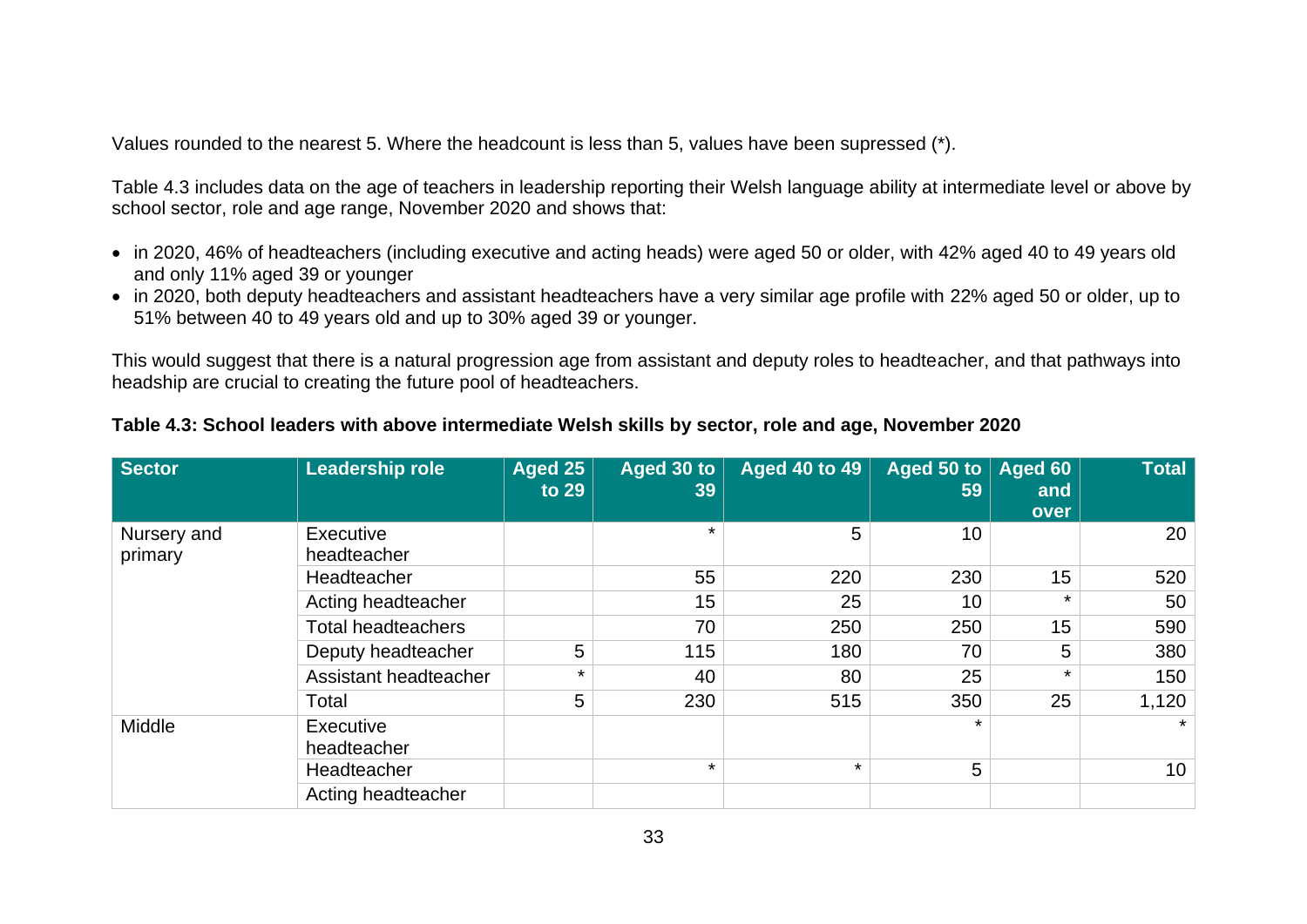Values rounded to the nearest 5. Where the headcount is less than 5, values have been supressed (*).

Table 4.3 includes data on the age of teachers in leadership reporting their Welsh language ability at intermediate level or above by school sector, role and age range, November 2020 and shows that:

- in 2020, 46% of headteachers (including executive and acting heads) were aged 50 or older, with 42% aged 40 to 49 years old and only 11% aged 39 or younger
- in 2020, both deputy headteachers and assistant headteachers have a very similar age profile with 22% aged 50 or older, up to 51% between 40 to 49 years old and up to 30% aged 39 or younger.

This would suggest that there is a natural progression age from assistant and deputy roles to headteacher, and that pathways into headship are crucial to creating the future pool of headteachers.

**Table 4.3: School leaders with above intermediate Welsh skills by sector, role and age, November 2020**

| Sector | Leadership role | Aged 25 to 29 | Aged 30 to 39 | Aged 40 to 49 | Aged 50 to 59 | Aged 60 and over | Total |
|---|---|---|---|---|---|---|---|
| Nursery and primary | Executive headteacher | | * | 5 | 10 | | 20 |
| | Headteacher | | 55 | 220 | 230 | 15 | 520 |
| | Acting headteacher | | 15 | 25 | 10 | * | 50 |
| | Total headteachers | | 70 | 250 | 250 | 15 | 590 |
| | Deputy headteacher | 5 | 115 | 180 | 70 | 5 | 380 |
| | Assistant headteacher | * | 40 | 80 | 25 | * | 150 |
| | Total | 5 | 230 | 515 | 350 | 25 | 1,120 |
| Middle | Executive headteacher | | | | * | | * |
| | Headteacher | | * | * | 5 | | 10 |
| | Acting headteacher | | | | | | |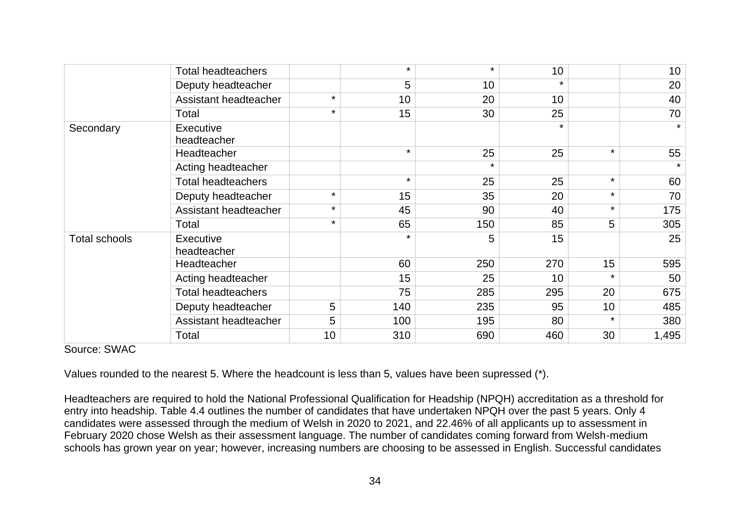| | | | | | | | |
|---|---|---|---|---|---|---|---|
| | Total headteachers | | * | * | 10 | | 10 |
| | Deputy headteacher | | 5 | 10 | * | | 20 |
| | Assistant headteacher | * | 10 | 20 | 10 | | 40 |
| | Total | * | 15 | 30 | 25 | | 70 |
| Secondary | Executive headteacher | | | | * | | * |
| | Headteacher | | * | 25 | 25 | * | 55 |
| | Acting headteacher | | | * | | | * |
| | Total headteachers | | * | 25 | 25 | * | 60 |
| | Deputy headteacher | * | 15 | 35 | 20 | * | 70 |
| | Assistant headteacher | * | 45 | 90 | 40 | * | 175 |
| | Total | * | 65 | 150 | 85 | 5 | 305 |
| Total schools | Executive headteacher | | * | 5 | 15 | | 25 |
| | Headteacher | | 60 | 250 | 270 | 15 | 595 |
| | Acting headteacher | | 15 | 25 | 10 | * | 50 |
| | Total headteachers | | 75 | 285 | 295 | 20 | 675 |
| | Deputy headteacher | 5 | 140 | 235 | 95 | 10 | 485 |
| | Assistant headteacher | 5 | 100 | 195 | 80 | * | 380 |
| | Total | 10 | 310 | 690 | 460 | 30 | 1,495 |

Source: SWAC

Values rounded to the nearest 5. Where the headcount is less than 5, values have been supressed (*).

Headteachers are required to hold the National Professional Qualification for Headship (NPQH) accreditation as a threshold for entry into headship. Table 4.4 outlines the number of candidates that have undertaken NPQH over the past 5 years. Only 4 candidates were assessed through the medium of Welsh in 2020 to 2021, and 22.46% of all applicants up to assessment in February 2020 chose Welsh as their assessment language. The number of candidates coming forward from Welsh-medium schools has grown year on year; however, increasing numbers are choosing to be assessed in English. Successful candidates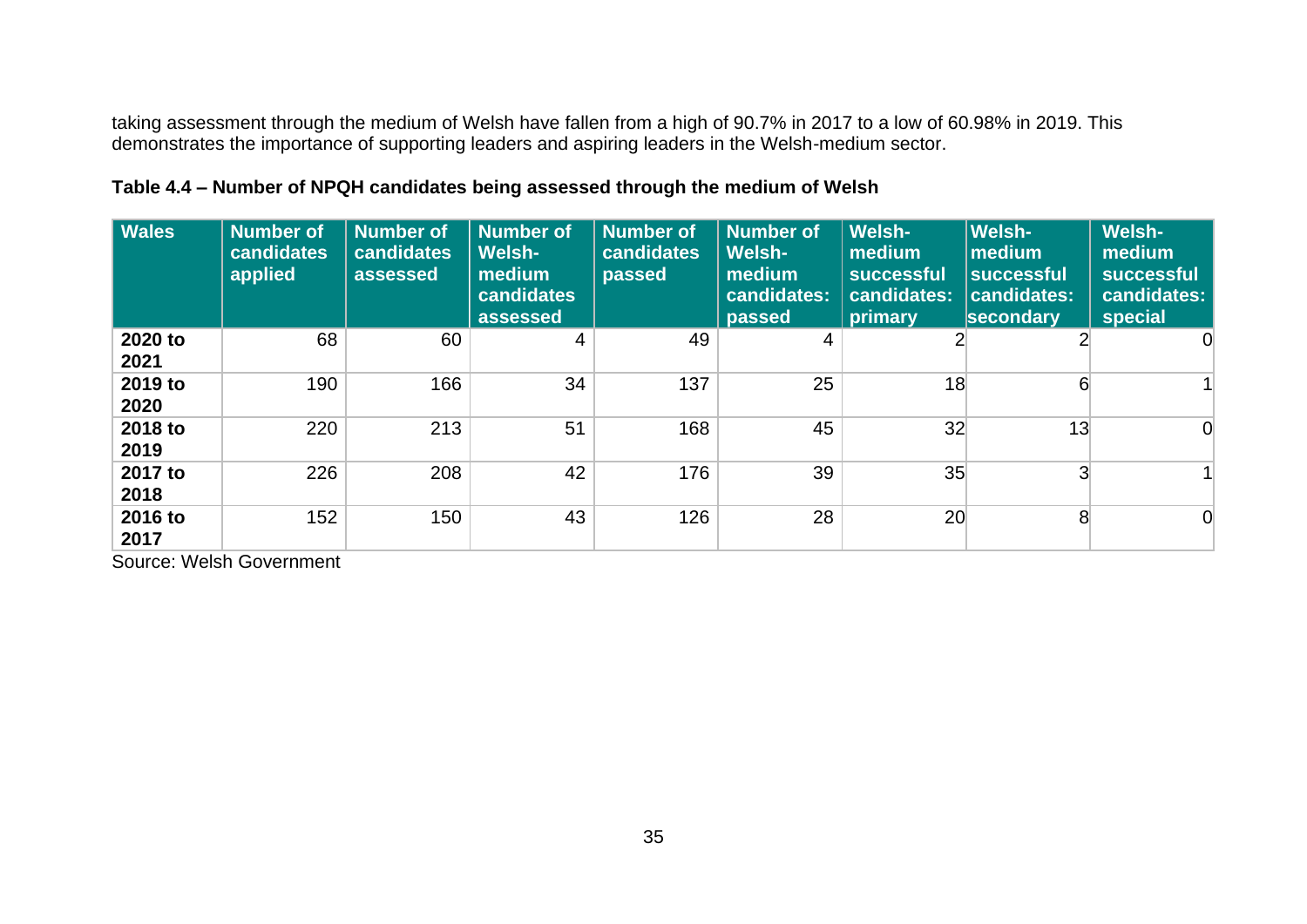taking assessment through the medium of Welsh have fallen from a high of 90.7% in 2017 to a low of 60.98% in 2019. This demonstrates the importance of supporting leaders and aspiring leaders in the Welsh-medium sector.

**Table 4.4 – Number of NPQH candidates being assessed through the medium of Welsh**

| Wales | Number of candidates applied | Number of candidates assessed | Number of Welsh-medium candidates assessed | Number of candidates passed | Number of Welsh-medium candidates: passed | Welsh-medium successful candidates: primary | Welsh-medium successful candidates: secondary | Welsh-medium successful candidates: special |
|---|---|---|---|---|---|---|---|---|
| **2020 to 2021** | 68 | 60 | 4 | 49 | 4 | 2 | 2 | 0 |
| **2019 to 2020** | 190 | 166 | 34 | 137 | 25 | 18 | 6 | 1 |
| **2018 to 2019** | 220 | 213 | 51 | 168 | 45 | 32 | 13 | 0 |
| **2017 to 2018** | 226 | 208 | 42 | 176 | 39 | 35 | 3 | 1 |
| **2016 to 2017** | 152 | 150 | 43 | 126 | 28 | 20 | 8 | 0 |

Source: Welsh Government